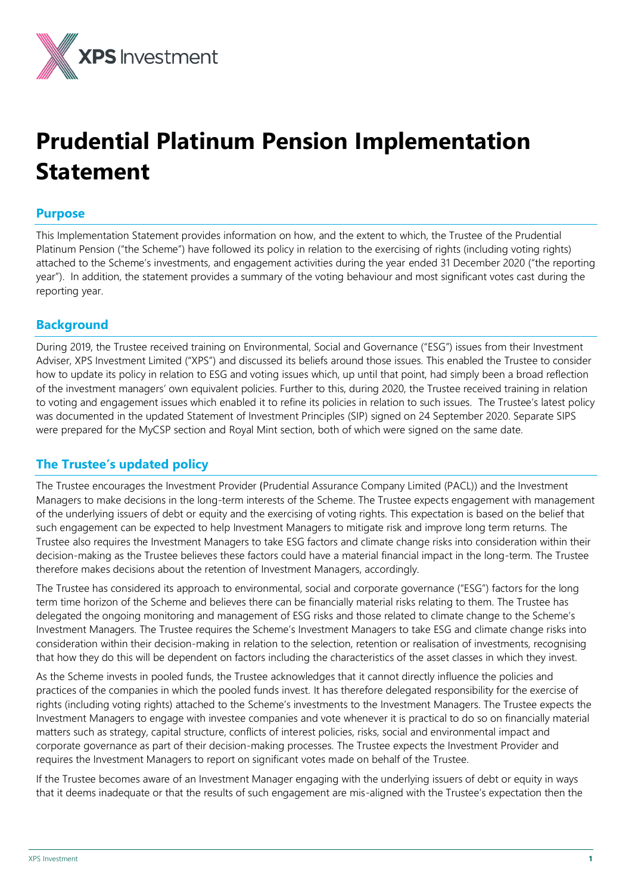# Prudential Platinum Pension Implementation Statement

## Purpose

This Implementation Statement provides information on how, and the extent to which, the Trustee of the Prudential Platinum Pension ("the Scheme") have followed its policy in relation to the exercising of rights (including voting rights) attached to the Scheme's investments, and engagement activities during the year ended 31 December 2020 ("the reporting year"). In addition, the statement provides a summary of the voting behaviour and most significant votes cast during the reporting year.

## Background

During 2019, the Trustee received training on Environmental, Social and Governance ("ESG") issues from their Investment Adviser, XPS Investment Limited ("XPS") and discussed its beliefs around those issues. This enabled the Trustee to consider how to update its policy in relation to ESG and voting issues which, up until that point, had simply been a broad reflection of the investment managers' own equivalent policies. Further to this, during 2020, the Trustee received training in relation to voting and engagement issues which enabled it to refine its policies in relation to such issues. The Trustee's latest policy was documented in the updated Statement of Investment Principles (SIP) signed on 24 September 2020. Separate SIPS were prepared for the MyCSP section and Royal Mint section, both of which were signed on the same date.

## The Trustee's updated policy

The Trustee encourages the Investment Provider (Prudential Assurance Company Limited (PACL)) and the Investment Managers to make decisions in the long-term interests of the Scheme. The Trustee expects engagement with management of the underlying issuers of debt or equity and the exercising of voting rights. This expectation is based on the belief that such engagement can be expected to help Investment Managers to mitigate risk and improve long term returns. The Trustee also requires the Investment Managers to take ESG factors and climate change risks into consideration within their decision-making as the Trustee believes these factors could have a material financial impact in the long-term. The Trustee therefore makes decisions about the retention of Investment Managers, accordingly.

The Trustee has considered its approach to environmental, social and corporate governance ("ESG") factors for the long term time horizon of the Scheme and believes there can be financially material risks relating to them. The Trustee has delegated the ongoing monitoring and management of ESG risks and those related to climate change to the Scheme's Investment Managers. The Trustee requires the Scheme's Investment Managers to take ESG and climate change risks into consideration within their decision-making in relation to the selection, retention or realisation of investments, recognising that how they do this will be dependent on factors including the characteristics of the asset classes in which they invest.

As the Scheme invests in pooled funds, the Trustee acknowledges that it cannot directly influence the policies and practices of the companies in which the pooled funds invest. It has therefore delegated responsibility for the exercise of rights (including voting rights) attached to the Scheme's investments to the Investment Managers. The Trustee expects the Investment Managers to engage with investee companies and vote whenever it is practical to do so on financially material matters such as strategy, capital structure, conflicts of interest policies, risks, social and environmental impact and corporate governance as part of their decision-making processes. The Trustee expects the Investment Provider and requires the Investment Managers to report on significant votes made on behalf of the Trustee.

If the Trustee becomes aware of an Investment Manager engaging with the underlying issuers of debt or equity in ways that it deems inadequate or that the results of such engagement are mis-aligned with the Trustee's expectation then the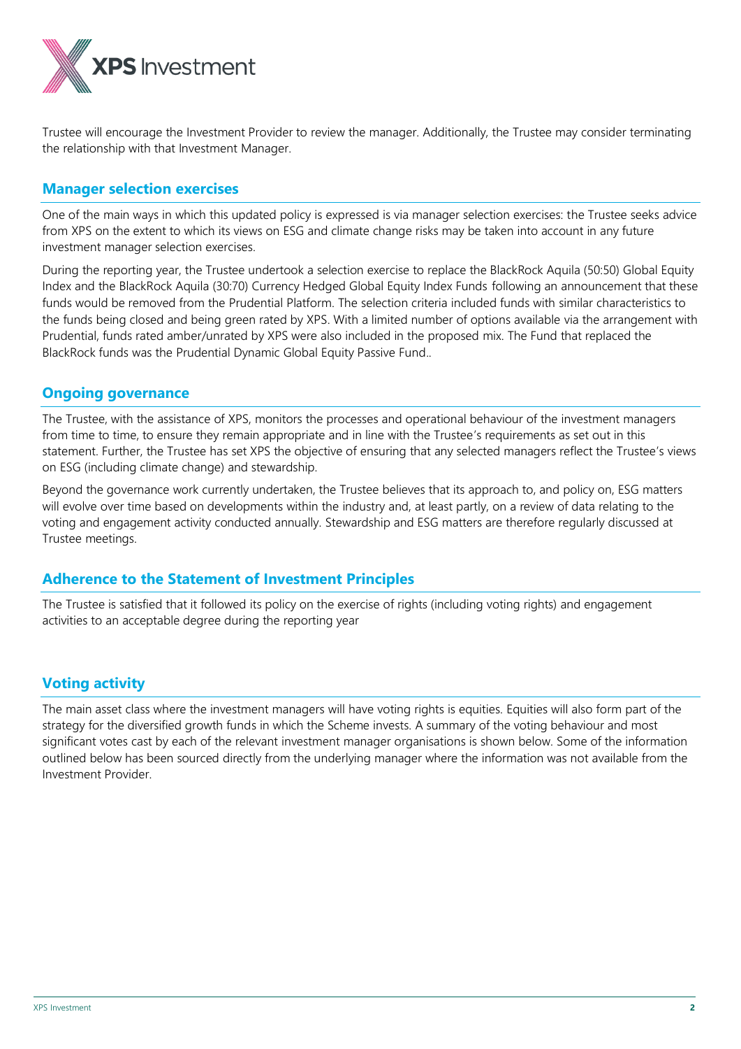Trustee will encourage the Investment Provider to review the manager. Additionally, the Trustee may consider terminating the relationship with that Investment Manager.

## Manager selection exercises

One of the main ways in which this updated policy is expressed is via manager selection exercises: the Trustee seeks advice from XPS on the extent to which its views on ESG and climate change risks may be taken into account in any future investment manager selection exercises.

During the reporting year, the Trustee undertook a selection exercise to replace the BlackRock Aquila (50:50) Global Equity Index and the BlackRock Aquila (30:70) Currency Hedged Global Equity Index Funds following an announcement that these funds would be removed from the Prudential Platform. The selection criteria included funds with similar characteristics to the funds being closed and being green rated by XPS. With a limited number of options available via the arrangement with Prudential, funds rated amber/unrated by XPS were also included in the proposed mix. The Fund that replaced the BlackRock funds was the Prudential Dynamic Global Equity Passive Fund..

## Ongoing governance

The Trustee, with the assistance of XPS, monitors the processes and operational behaviour of the investment managers from time to time, to ensure they remain appropriate and in line with the Trustee's requirements as set out in this statement. Further, the Trustee has set XPS the objective of ensuring that any selected managers reflect the Trustee's views on ESG (including climate change) and stewardship.

Beyond the governance work currently undertaken, the Trustee believes that its approach to, and policy on, ESG matters will evolve over time based on developments within the industry and, at least partly, on a review of data relating to the voting and engagement activity conducted annually. Stewardship and ESG matters are therefore regularly discussed at Trustee meetings.

## Adherence to the Statement of Investment Principles

The Trustee is satisfied that it followed its policy on the exercise of rights (including voting rights) and engagement activities to an acceptable degree during the reporting year

## Voting activity

The main asset class where the investment managers will have voting rights is equities. Equities will also form part of the strategy for the diversified growth funds in which the Scheme invests. A summary of the voting behaviour and most significant votes cast by each of the relevant investment manager organisations is shown below. Some of the information outlined below has been sourced directly from the underlying manager where the information was not available from the Investment Provider.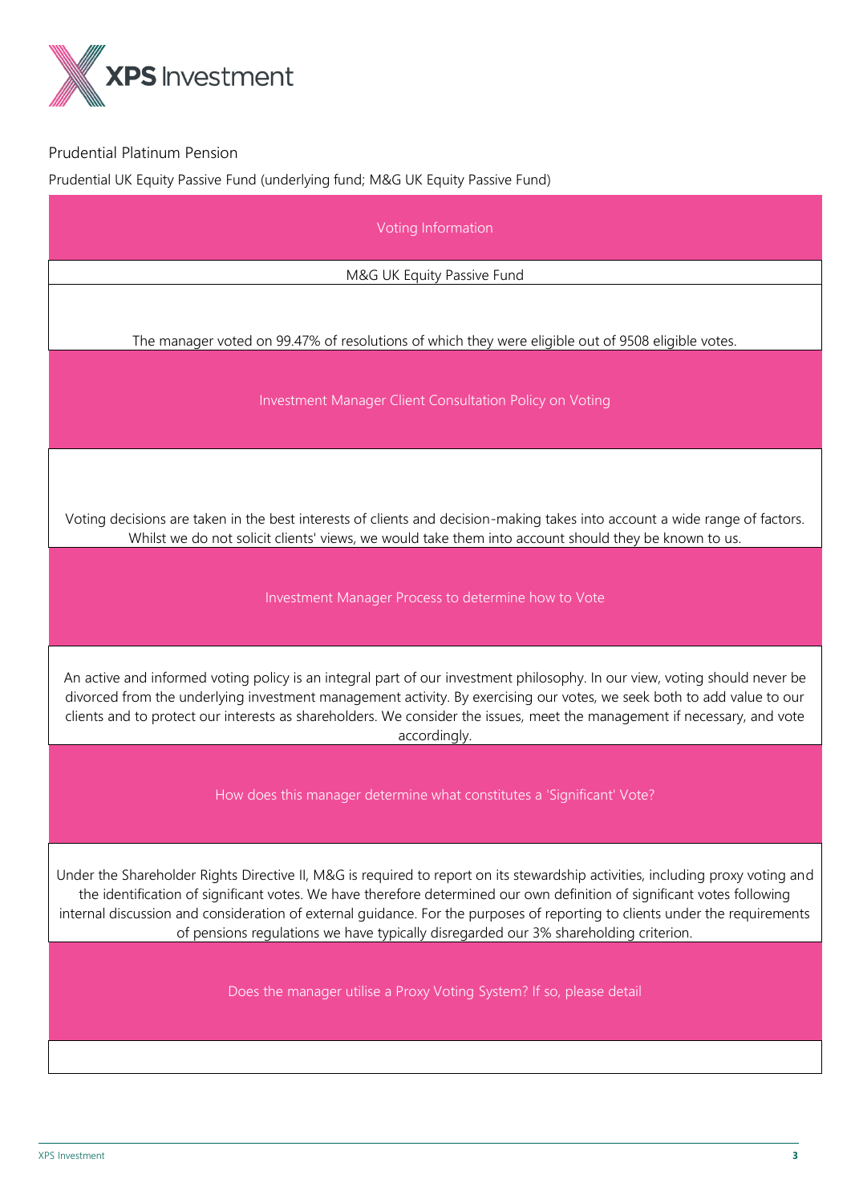Prudential Platinum Pension

Prudential UK Equity Passive Fund (underlying fund; M&G UK Equity Passive Fund)

| Voting Information |
| --- |
| M&G UK Equity Passive Fund |
| The manager voted on 99.47% of resolutions of which they were eligible out of 9508 eligible votes. |
| **Investment Manager Client Consultation Policy on Voting** |
| Voting decisions are taken in the best interests of clients and decision-making takes into account a wide range of factors. Whilst we do not solicit clients' views, we would take them into account should they be known to us. |
| **Investment Manager Process to determine how to Vote** |
| An active and informed voting policy is an integral part of our investment philosophy. In our view, voting should never be divorced from the underlying investment management activity. By exercising our votes, we seek both to add value to our clients and to protect our interests as shareholders. We consider the issues, meet the management if necessary, and vote accordingly. |
| **How does this manager determine what constitutes a 'Significant' Vote?** |
| Under the Shareholder Rights Directive II, M&G is required to report on its stewardship activities, including proxy voting and the identification of significant votes. We have therefore determined our own definition of significant votes following internal discussion and consideration of external guidance. For the purposes of reporting to clients under the requirements of pensions regulations we have typically disregarded our 3% shareholding criterion. |
| **Does the manager utilise a Proxy Voting System? If so, please detail** |
| |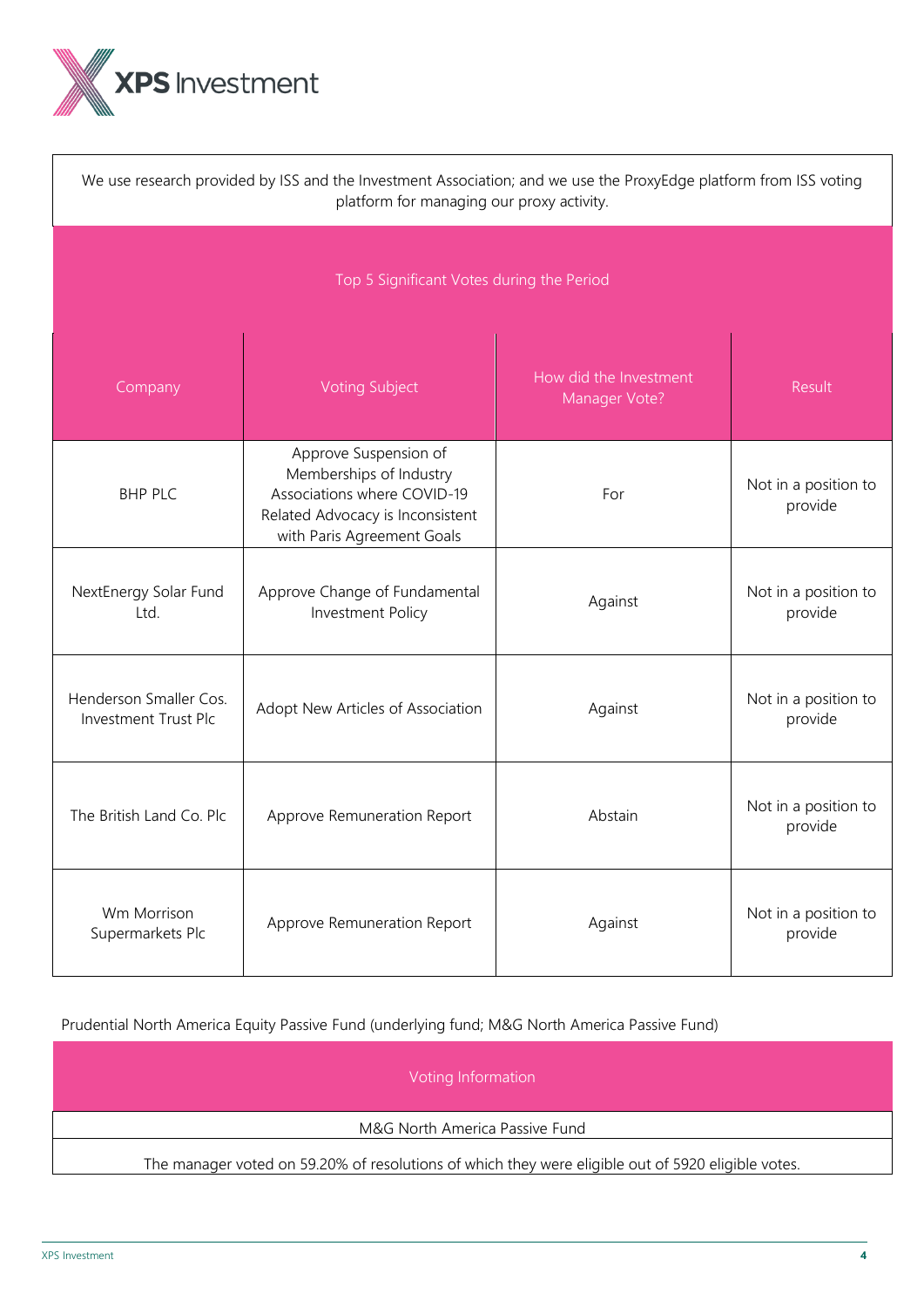We use research provided by ISS and the Investment Association; and we use the ProxyEdge platform from ISS voting platform for managing our proxy activity.

| Top 5 Significant Votes during the Period | | | |
|---|---|---|---|
| **Company** | **Voting Subject** | **How did the Investment Manager Vote?** | **Result** |
| BHP PLC | Approve Suspension of Memberships of Industry Associations where COVID-19 Related Advocacy is Inconsistent with Paris Agreement Goals | For | Not in a position to provide |
| NextEnergy Solar Fund Ltd. | Approve Change of Fundamental Investment Policy | Against | Not in a position to provide |
| Henderson Smaller Cos. Investment Trust Plc | Adopt New Articles of Association | Against | Not in a position to provide |
| The British Land Co. Plc | Approve Remuneration Report | Abstain | Not in a position to provide |
| Wm Morrison Supermarkets Plc | Approve Remuneration Report | Against | Not in a position to provide |

Prudential North America Equity Passive Fund (underlying fund; M&G North America Passive Fund)

| Voting Information |
|---|
| M&G North America Passive Fund |
| The manager voted on 59.20% of resolutions of which they were eligible out of 5920 eligible votes. |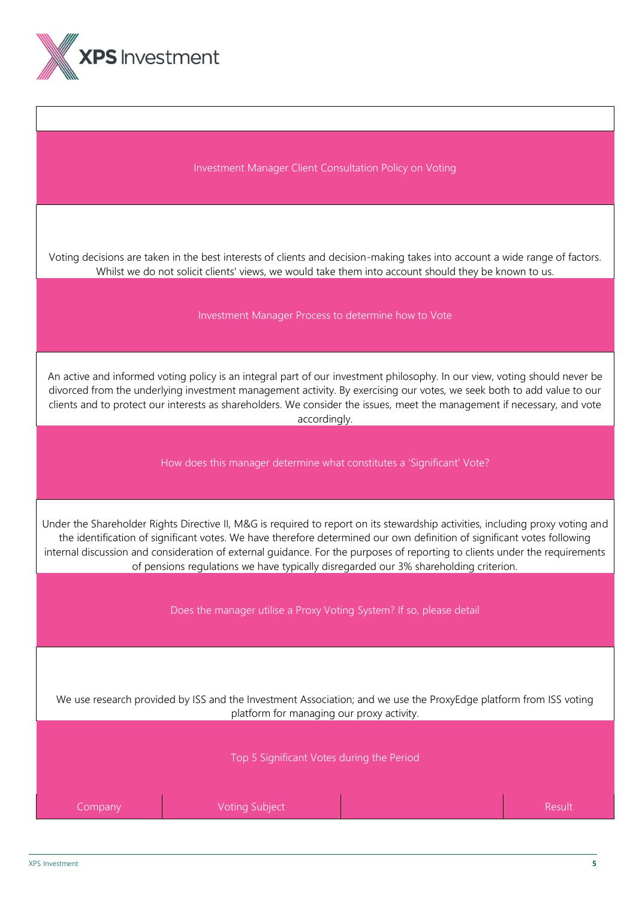## Investment Manager Client Consultation Policy on Voting

Voting decisions are taken in the best interests of clients and decision-making takes into account a wide range of factors. Whilst we do not solicit clients' views, we would take them into account should they be known to us.

## Investment Manager Process to determine how to Vote

An active and informed voting policy is an integral part of our investment philosophy. In our view, voting should never be divorced from the underlying investment management activity. By exercising our votes, we seek both to add value to our clients and to protect our interests as shareholders. We consider the issues, meet the management if necessary, and vote accordingly.

## How does this manager determine what constitutes a 'Significant' Vote?

Under the Shareholder Rights Directive II, M&G is required to report on its stewardship activities, including proxy voting and the identification of significant votes. We have therefore determined our own definition of significant votes following internal discussion and consideration of external guidance. For the purposes of reporting to clients under the requirements of pensions regulations we have typically disregarded our 3% shareholding criterion.

## Does the manager utilise a Proxy Voting System? If so, please detail

We use research provided by ISS and the Investment Association; and we use the ProxyEdge platform from ISS voting platform for managing our proxy activity.

## Top 5 Significant Votes during the Period

| Company | Voting Subject | | Result |
|---|---|---|---|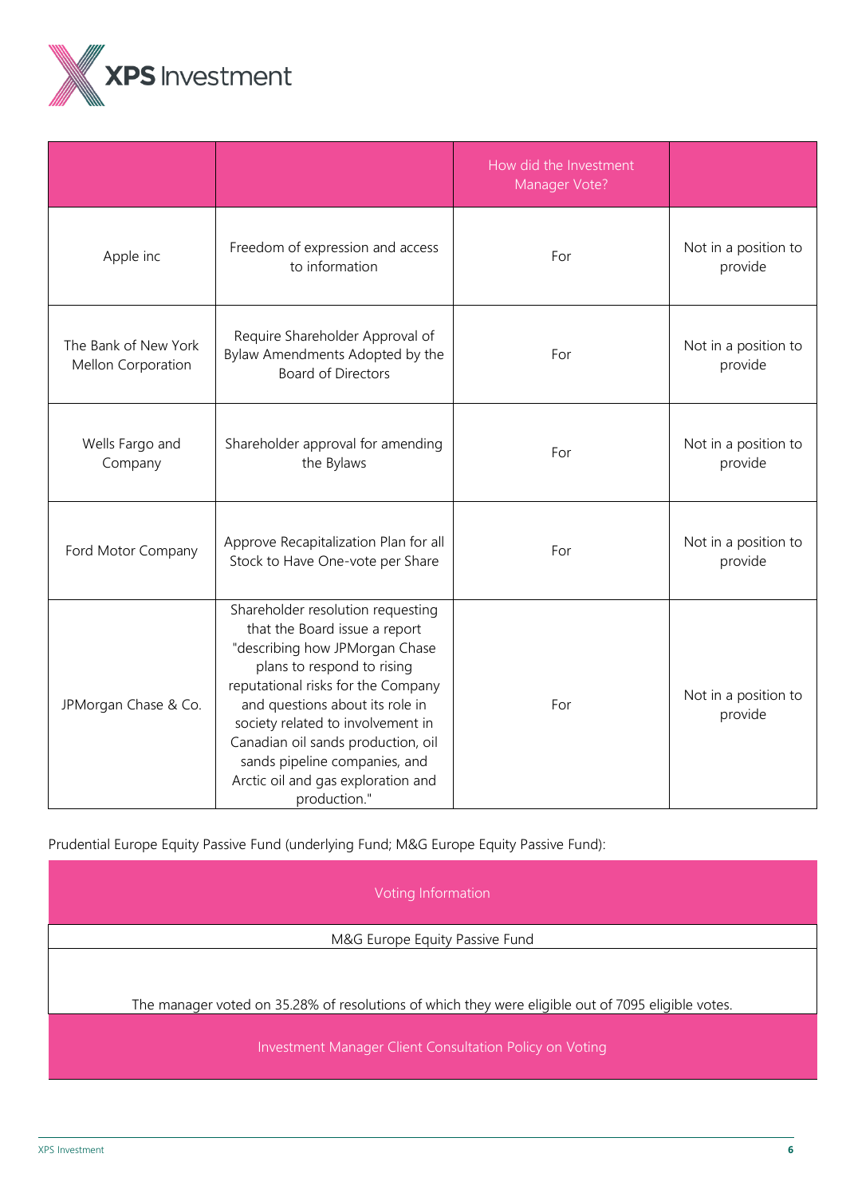| | | How did the Investment Manager Vote? | |
|---|---|---|---|
| Apple inc | Freedom of expression and access to information | For | Not in a position to provide |
| The Bank of New York Mellon Corporation | Require Shareholder Approval of Bylaw Amendments Adopted by the Board of Directors | For | Not in a position to provide |
| Wells Fargo and Company | Shareholder approval for amending the Bylaws | For | Not in a position to provide |
| Ford Motor Company | Approve Recapitalization Plan for all Stock to Have One-vote per Share | For | Not in a position to provide |
| JPMorgan Chase & Co. | Shareholder resolution requesting that the Board issue a report "describing how JPMorgan Chase plans to respond to rising reputational risks for the Company and questions about its role in society related to involvement in Canadian oil sands production, oil sands pipeline companies, and Arctic oil and gas exploration and production." | For | Not in a position to provide |

Prudential Europe Equity Passive Fund (underlying Fund; M&G Europe Equity Passive Fund):

| Voting Information |
|---|
| M&G Europe Equity Passive Fund |
| The manager voted on 35.28% of resolutions of which they were eligible out of 7095 eligible votes. |
| Investment Manager Client Consultation Policy on Voting |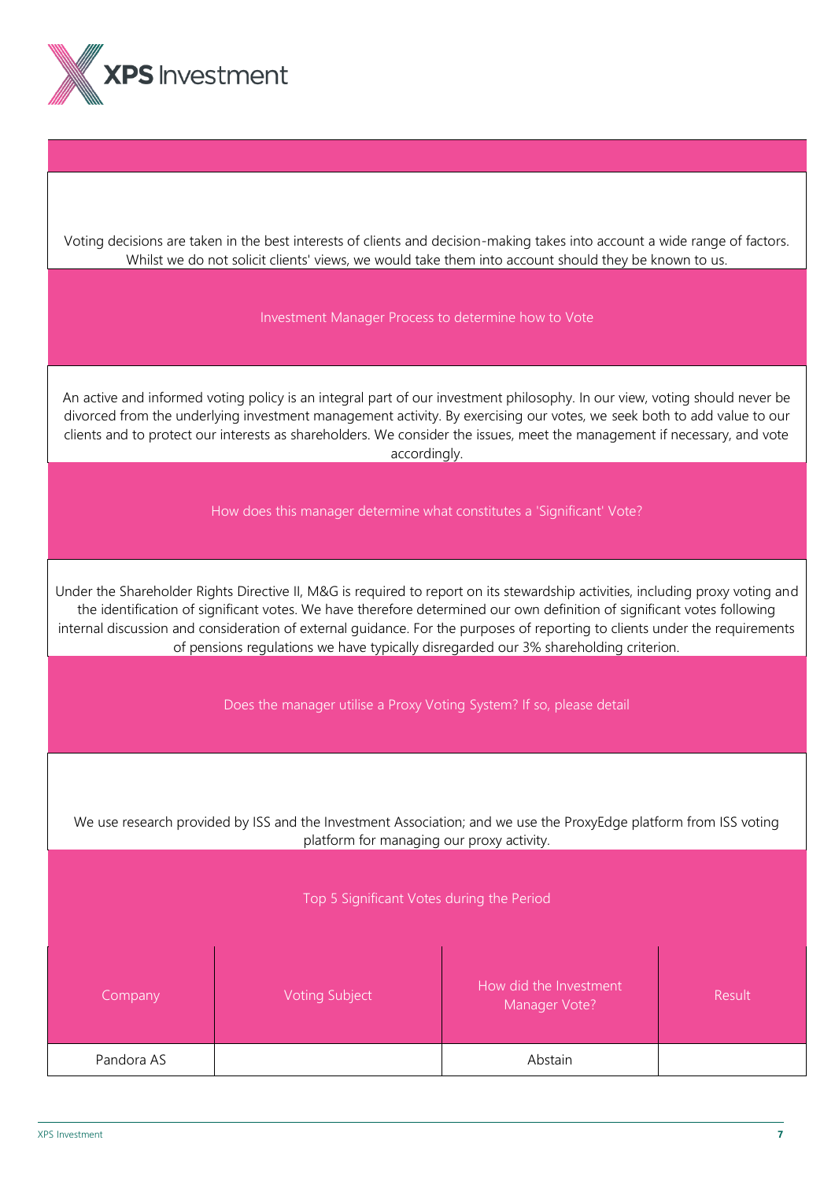Voting decisions are taken in the best interests of clients and decision-making takes into account a wide range of factors. Whilst we do not solicit clients' views, we would take them into account should they be known to us.

### Investment Manager Process to determine how to Vote

An active and informed voting policy is an integral part of our investment philosophy. In our view, voting should never be divorced from the underlying investment management activity. By exercising our votes, we seek both to add value to our clients and to protect our interests as shareholders. We consider the issues, meet the management if necessary, and vote accordingly.

### How does this manager determine what constitutes a 'Significant' Vote?

Under the Shareholder Rights Directive II, M&G is required to report on its stewardship activities, including proxy voting and the identification of significant votes. We have therefore determined our own definition of significant votes following internal discussion and consideration of external guidance. For the purposes of reporting to clients under the requirements of pensions regulations we have typically disregarded our 3% shareholding criterion.

### Does the manager utilise a Proxy Voting System? If so, please detail

We use research provided by ISS and the Investment Association; and we use the ProxyEdge platform from ISS voting platform for managing our proxy activity.

### Top 5 Significant Votes during the Period

| Company | Voting Subject | How did the Investment Manager Vote? | Result |
|---|---|---|---|
| Pandora AS | | Abstain | |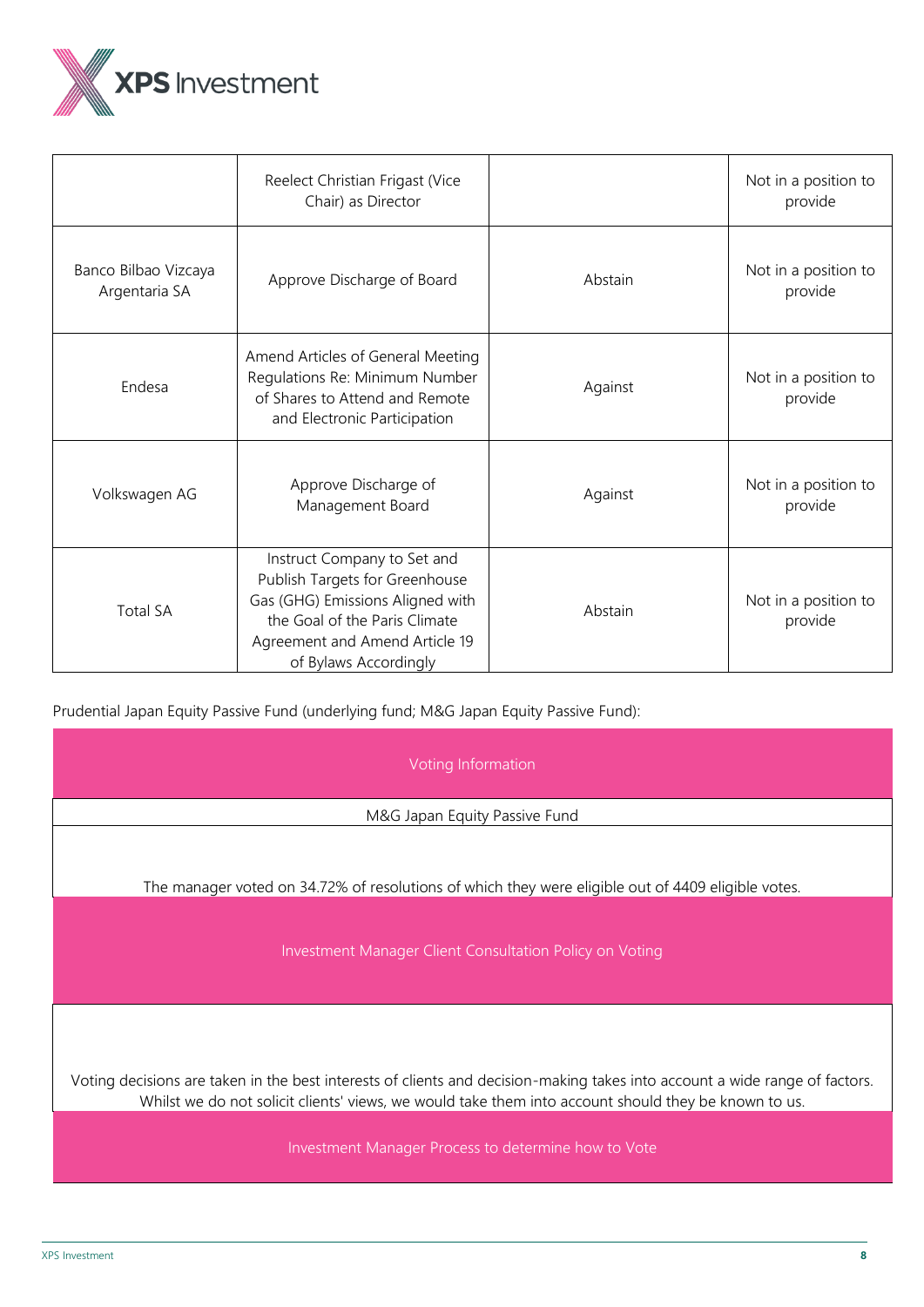|  | Reelect Christian Frigast (Vice Chair) as Director |  | Not in a position to provide |
|---|---|---|---|
| Banco Bilbao Vizcaya Argentaria SA | Approve Discharge of Board | Abstain | Not in a position to provide |
| Endesa | Amend Articles of General Meeting Regulations Re: Minimum Number of Shares to Attend and Remote and Electronic Participation | Against | Not in a position to provide |
| Volkswagen AG | Approve Discharge of Management Board | Against | Not in a position to provide |
| Total SA | Instruct Company to Set and Publish Targets for Greenhouse Gas (GHG) Emissions Aligned with the Goal of the Paris Climate Agreement and Amend Article 19 of Bylaws Accordingly | Abstain | Not in a position to provide |

Prudential Japan Equity Passive Fund (underlying fund; M&G Japan Equity Passive Fund):

| Voting Information |
|---|
| M&G Japan Equity Passive Fund |
| The manager voted on 34.72% of resolutions of which they were eligible out of 4409 eligible votes. |
| **Investment Manager Client Consultation Policy on Voting** |
| Voting decisions are taken in the best interests of clients and decision-making takes into account a wide range of factors. Whilst we do not solicit clients' views, we would take them into account should they be known to us. |
| **Investment Manager Process to determine how to Vote** |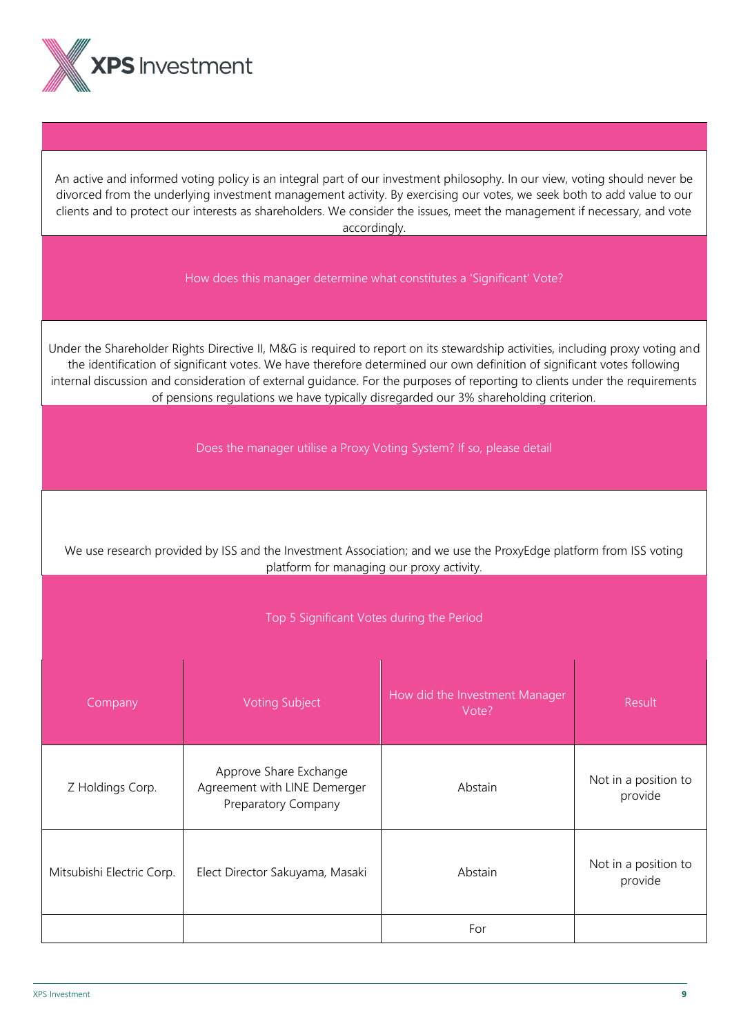An active and informed voting policy is an integral part of our investment philosophy. In our view, voting should never be divorced from the underlying investment management activity. By exercising our votes, we seek both to add value to our clients and to protect our interests as shareholders. We consider the issues, meet the management if necessary, and vote accordingly.

## How does this manager determine what constitutes a 'Significant' Vote?

Under the Shareholder Rights Directive II, M&G is required to report on its stewardship activities, including proxy voting and the identification of significant votes. We have therefore determined our own definition of significant votes following internal discussion and consideration of external guidance. For the purposes of reporting to clients under the requirements of pensions regulations we have typically disregarded our 3% shareholding criterion.

## Does the manager utilise a Proxy Voting System? If so, please detail

We use research provided by ISS and the Investment Association; and we use the ProxyEdge platform from ISS voting platform for managing our proxy activity.

## Top 5 Significant Votes during the Period

| Company | Voting Subject | How did the Investment Manager Vote? | Result |
|---|---|---|---|
| Z Holdings Corp. | Approve Share Exchange Agreement with LINE Demerger Preparatory Company | Abstain | Not in a position to provide |
| Mitsubishi Electric Corp. | Elect Director Sakuyama, Masaki | Abstain | Not in a position to provide |
| | | For | |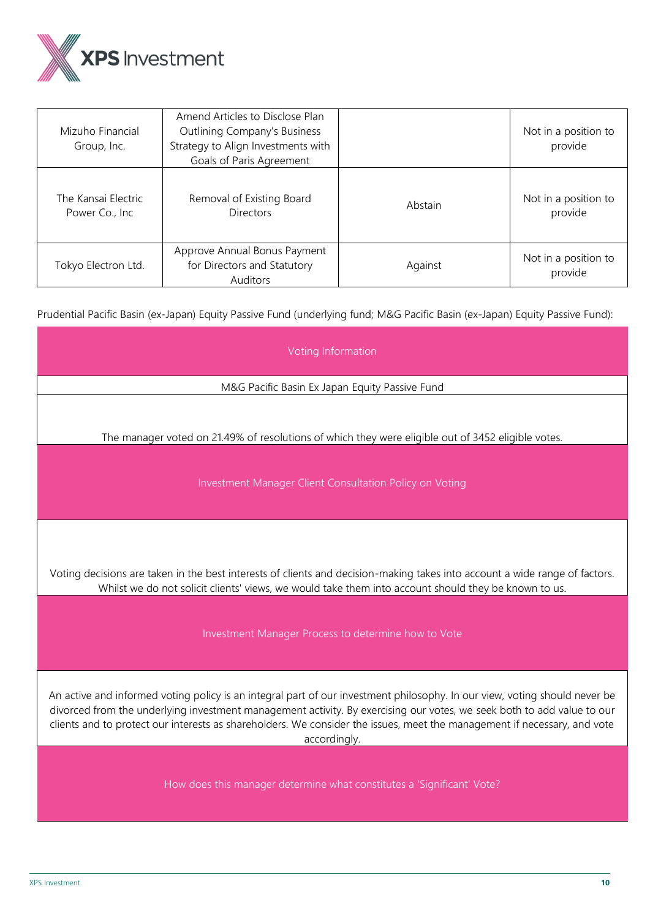| | | | |
|---|---|---|---|
| Mizuho Financial Group, Inc. | Amend Articles to Disclose Plan Outlining Company's Business Strategy to Align Investments with Goals of Paris Agreement | | Not in a position to provide |
| The Kansai Electric Power Co., Inc | Removal of Existing Board Directors | Abstain | Not in a position to provide |
| Tokyo Electron Ltd. | Approve Annual Bonus Payment for Directors and Statutory Auditors | Against | Not in a position to provide |

Prudential Pacific Basin (ex-Japan) Equity Passive Fund (underlying fund; M&G Pacific Basin (ex-Japan) Equity Passive Fund):

| Voting Information |
|---|
| M&G Pacific Basin Ex Japan Equity Passive Fund |
| The manager voted on 21.49% of resolutions of which they were eligible out of 3452 eligible votes. |
| **Investment Manager Client Consultation Policy on Voting** |
| Voting decisions are taken in the best interests of clients and decision-making takes into account a wide range of factors. Whilst we do not solicit clients' views, we would take them into account should they be known to us. |
| **Investment Manager Process to determine how to Vote** |
| An active and informed voting policy is an integral part of our investment philosophy. In our view, voting should never be divorced from the underlying investment management activity. By exercising our votes, we seek both to add value to our clients and to protect our interests as shareholders. We consider the issues, meet the management if necessary, and vote accordingly. |
| **How does this manager determine what constitutes a 'Significant' Vote?** |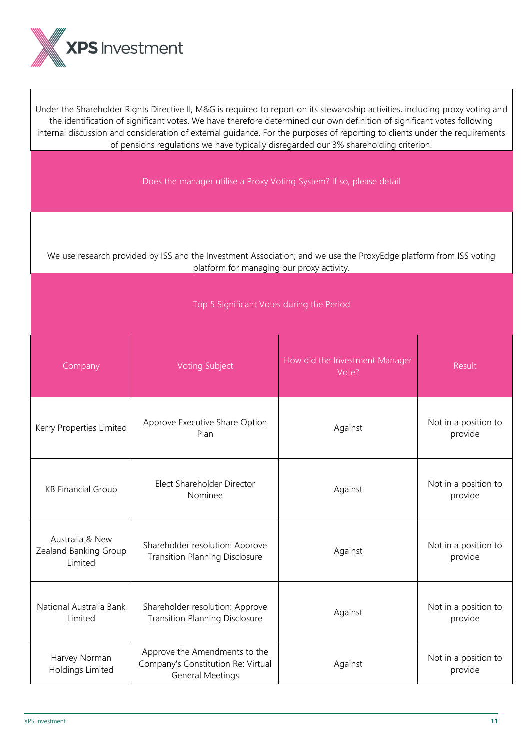Under the Shareholder Rights Directive II, M&G is required to report on its stewardship activities, including proxy voting and the identification of significant votes. We have therefore determined our own definition of significant votes following internal discussion and consideration of external guidance. For the purposes of reporting to clients under the requirements of pensions regulations we have typically disregarded our 3% shareholding criterion.

## Does the manager utilise a Proxy Voting System? If so, please detail

We use research provided by ISS and the Investment Association; and we use the ProxyEdge platform from ISS voting platform for managing our proxy activity.

## Top 5 Significant Votes during the Period

| Company | Voting Subject | How did the Investment Manager Vote? | Result |
|---|---|---|---|
| Kerry Properties Limited | Approve Executive Share Option Plan | Against | Not in a position to provide |
| KB Financial Group | Elect Shareholder Director Nominee | Against | Not in a position to provide |
| Australia & New Zealand Banking Group Limited | Shareholder resolution: Approve Transition Planning Disclosure | Against | Not in a position to provide |
| National Australia Bank Limited | Shareholder resolution: Approve Transition Planning Disclosure | Against | Not in a position to provide |
| Harvey Norman Holdings Limited | Approve the Amendments to the Company's Constitution Re: Virtual General Meetings | Against | Not in a position to provide |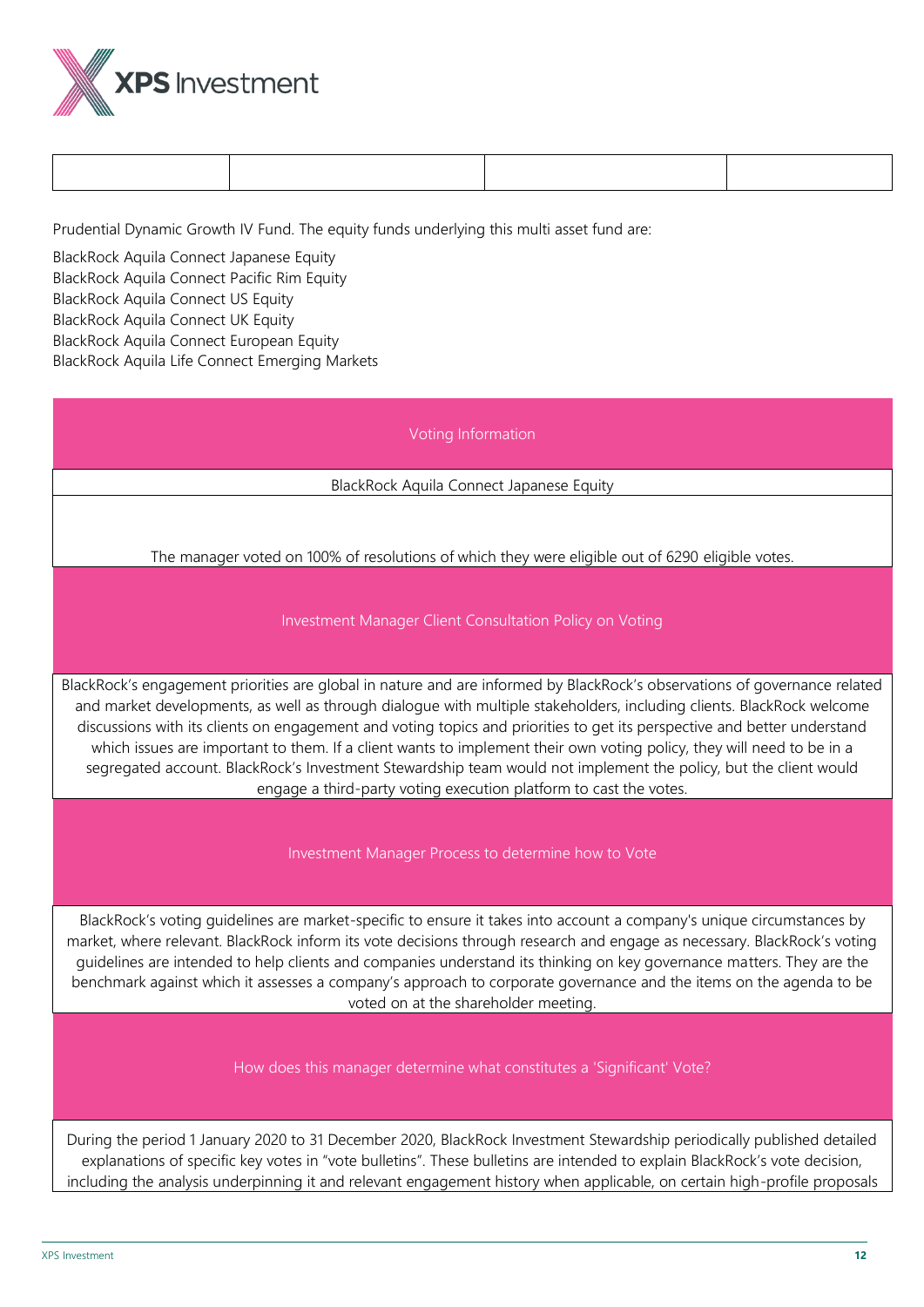| | | | |
|---|---|---|---|

Prudential Dynamic Growth IV Fund. The equity funds underlying this multi asset fund are:

BlackRock Aquila Connect Japanese Equity
BlackRock Aquila Connect Pacific Rim Equity
BlackRock Aquila Connect US Equity
BlackRock Aquila Connect UK Equity
BlackRock Aquila Connect European Equity
BlackRock Aquila Life Connect Emerging Markets

| Voting Information |
|---|
| BlackRock Aquila Connect Japanese Equity |
| The manager voted on 100% of resolutions of which they were eligible out of 6290 eligible votes. |
| **Investment Manager Client Consultation Policy on Voting** |
| BlackRock's engagement priorities are global in nature and are informed by BlackRock's observations of governance related and market developments, as well as through dialogue with multiple stakeholders, including clients. BlackRock welcome discussions with its clients on engagement and voting topics and priorities to get its perspective and better understand which issues are important to them. If a client wants to implement their own voting policy, they will need to be in a segregated account. BlackRock's Investment Stewardship team would not implement the policy, but the client would engage a third-party voting execution platform to cast the votes. |
| **Investment Manager Process to determine how to Vote** |
| BlackRock's voting guidelines are market-specific to ensure it takes into account a company's unique circumstances by market, where relevant. BlackRock inform its vote decisions through research and engage as necessary. BlackRock's voting guidelines are intended to help clients and companies understand its thinking on key governance matters. They are the benchmark against which it assesses a company's approach to corporate governance and the items on the agenda to be voted on at the shareholder meeting. |
| **How does this manager determine what constitutes a 'Significant' Vote?** |
| During the period 1 January 2020 to 31 December 2020, BlackRock Investment Stewardship periodically published detailed explanations of specific key votes in "vote bulletins". These bulletins are intended to explain BlackRock's vote decision, including the analysis underpinning it and relevant engagement history when applicable, on certain high-profile proposals |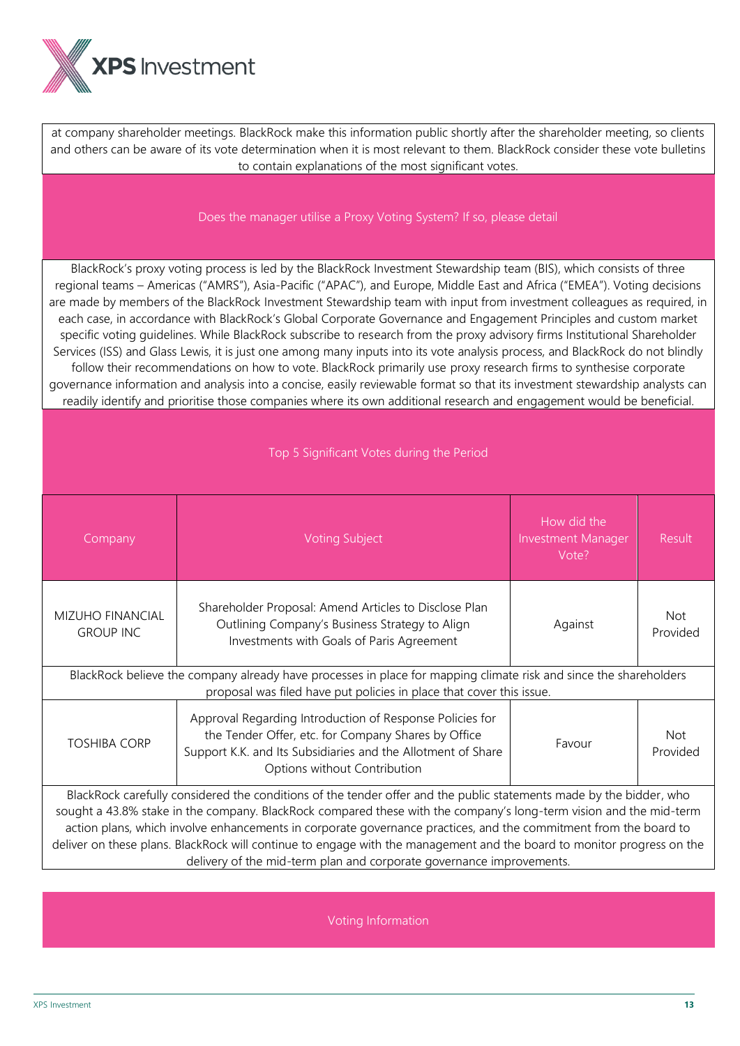at company shareholder meetings. BlackRock make this information public shortly after the shareholder meeting, so clients and others can be aware of its vote determination when it is most relevant to them. BlackRock consider these vote bulletins to contain explanations of the most significant votes.

### Does the manager utilise a Proxy Voting System? If so, please detail

BlackRock's proxy voting process is led by the BlackRock Investment Stewardship team (BIS), which consists of three regional teams – Americas ("AMRS"), Asia-Pacific ("APAC"), and Europe, Middle East and Africa ("EMEA"). Voting decisions are made by members of the BlackRock Investment Stewardship team with input from investment colleagues as required, in each case, in accordance with BlackRock's Global Corporate Governance and Engagement Principles and custom market specific voting guidelines. While BlackRock subscribe to research from the proxy advisory firms Institutional Shareholder Services (ISS) and Glass Lewis, it is just one among many inputs into its vote analysis process, and BlackRock do not blindly follow their recommendations on how to vote. BlackRock primarily use proxy research firms to synthesise corporate governance information and analysis into a concise, easily reviewable format so that its investment stewardship analysts can readily identify and prioritise those companies where its own additional research and engagement would be beneficial.

### Top 5 Significant Votes during the Period

| Company | Voting Subject | How did the Investment Manager Vote? | Result |
|---|---|---|---|
| MIZUHO FINANCIAL GROUP INC | Shareholder Proposal: Amend Articles to Disclose Plan Outlining Company's Business Strategy to Align Investments with Goals of Paris Agreement | Against | Not Provided |
| BlackRock believe the company already have processes in place for mapping climate risk and since the shareholders proposal was filed have put policies in place that cover this issue. | | | |
| TOSHIBA CORP | Approval Regarding Introduction of Response Policies for the Tender Offer, etc. for Company Shares by Office Support K.K. and Its Subsidiaries and the Allotment of Share Options without Contribution | Favour | Not Provided |
| BlackRock carefully considered the conditions of the tender offer and the public statements made by the bidder, who sought a 43.8% stake in the company. BlackRock compared these with the company's long-term vision and the mid-term action plans, which involve enhancements in corporate governance practices, and the commitment from the board to deliver on these plans. BlackRock will continue to engage with the management and the board to monitor progress on the delivery of the mid-term plan and corporate governance improvements. | | | |

### Voting Information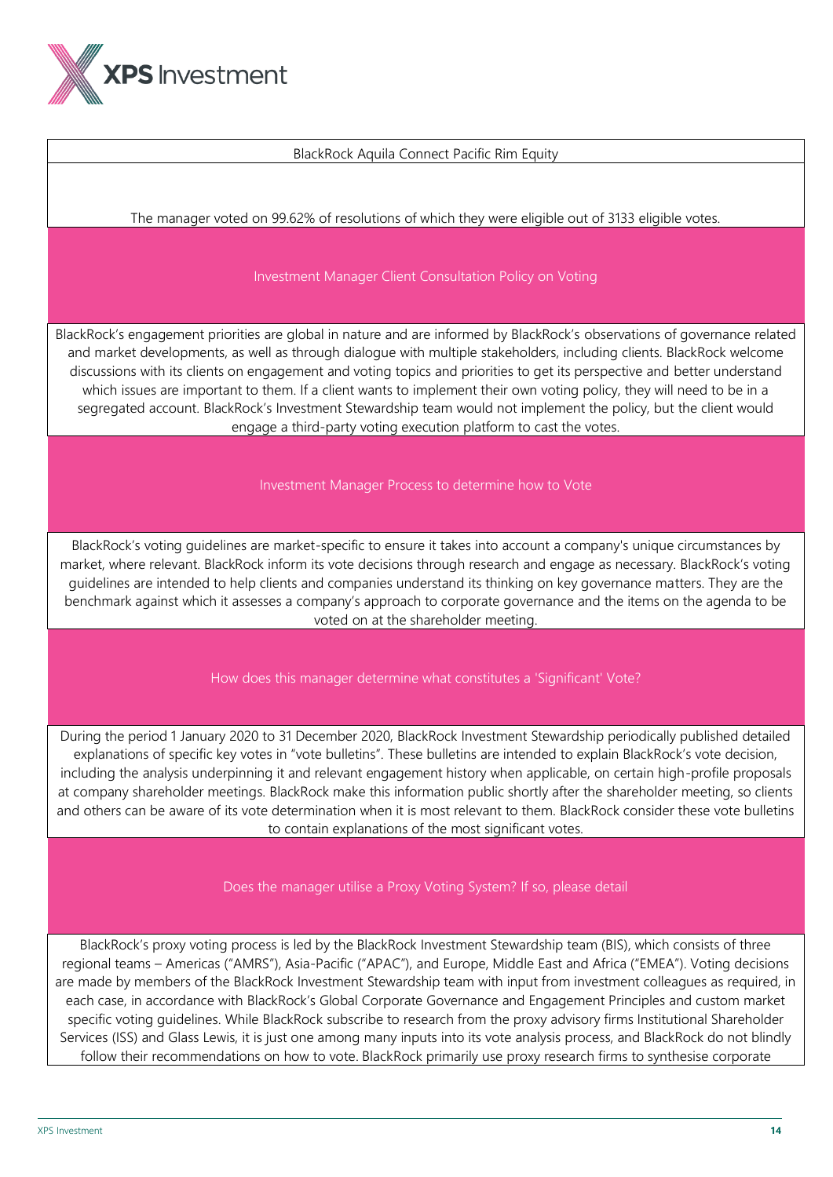## BlackRock Aquila Connect Pacific Rim Equity

The manager voted on 99.62% of resolutions of which they were eligible out of 3133 eligible votes.

### Investment Manager Client Consultation Policy on Voting

BlackRock's engagement priorities are global in nature and are informed by BlackRock's observations of governance related and market developments, as well as through dialogue with multiple stakeholders, including clients. BlackRock welcome discussions with its clients on engagement and voting topics and priorities to get its perspective and better understand which issues are important to them. If a client wants to implement their own voting policy, they will need to be in a segregated account. BlackRock's Investment Stewardship team would not implement the policy, but the client would engage a third-party voting execution platform to cast the votes.

### Investment Manager Process to determine how to Vote

BlackRock's voting guidelines are market-specific to ensure it takes into account a company's unique circumstances by market, where relevant. BlackRock inform its vote decisions through research and engage as necessary. BlackRock's voting guidelines are intended to help clients and companies understand its thinking on key governance matters. They are the benchmark against which it assesses a company's approach to corporate governance and the items on the agenda to be voted on at the shareholder meeting.

### How does this manager determine what constitutes a 'Significant' Vote?

During the period 1 January 2020 to 31 December 2020, BlackRock Investment Stewardship periodically published detailed explanations of specific key votes in "vote bulletins". These bulletins are intended to explain BlackRock's vote decision, including the analysis underpinning it and relevant engagement history when applicable, on certain high-profile proposals at company shareholder meetings. BlackRock make this information public shortly after the shareholder meeting, so clients and others can be aware of its vote determination when it is most relevant to them. BlackRock consider these vote bulletins to contain explanations of the most significant votes.

### Does the manager utilise a Proxy Voting System? If so, please detail

BlackRock's proxy voting process is led by the BlackRock Investment Stewardship team (BIS), which consists of three regional teams – Americas ("AMRS"), Asia-Pacific ("APAC"), and Europe, Middle East and Africa ("EMEA"). Voting decisions are made by members of the BlackRock Investment Stewardship team with input from investment colleagues as required, in each case, in accordance with BlackRock's Global Corporate Governance and Engagement Principles and custom market specific voting guidelines. While BlackRock subscribe to research from the proxy advisory firms Institutional Shareholder Services (ISS) and Glass Lewis, it is just one among many inputs into its vote analysis process, and BlackRock do not blindly follow their recommendations on how to vote. BlackRock primarily use proxy research firms to synthesise corporate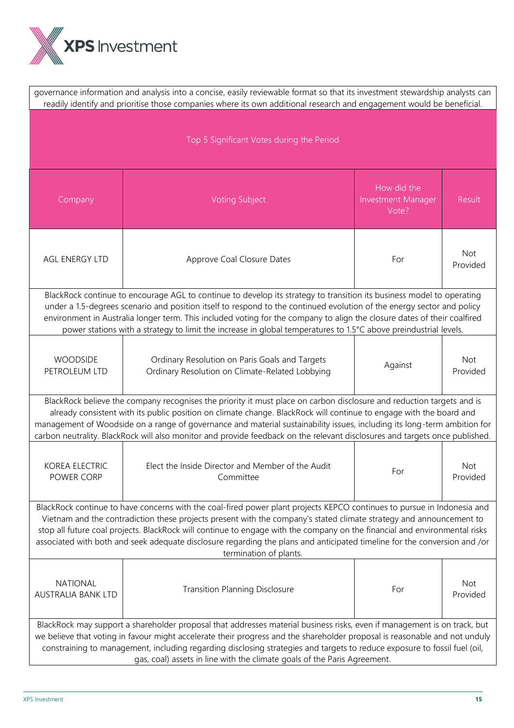governance information and analysis into a concise, easily reviewable format so that its investment stewardship analysts can readily identify and prioritise those companies where its own additional research and engagement would be beneficial.

## Top 5 Significant Votes during the Period

| Company | Voting Subject | How did the Investment Manager Vote? | Result |
|---|---|---|---|
| AGL ENERGY LTD | Approve Coal Closure Dates | For | Not Provided |
| BlackRock continue to encourage AGL to continue to develop its strategy to transition its business model to operating under a 1.5-degrees scenario and position itself to respond to the continued evolution of the energy sector and policy environment in Australia longer term. This included voting for the company to align the closure dates of their coalfired power stations with a strategy to limit the increase in global temperatures to 1.5°C above preindustrial levels. | | | |
| WOODSIDE PETROLEUM LTD | Ordinary Resolution on Paris Goals and Targets<br>Ordinary Resolution on Climate-Related Lobbying | Against | Not Provided |
| BlackRock believe the company recognises the priority it must place on carbon disclosure and reduction targets and is already consistent with its public position on climate change. BlackRock will continue to engage with the board and management of Woodside on a range of governance and material sustainability issues, including its long-term ambition for carbon neutrality. BlackRock will also monitor and provide feedback on the relevant disclosures and targets once published. | | | |
| KOREA ELECTRIC POWER CORP | Elect the Inside Director and Member of the Audit Committee | For | Not Provided |
| BlackRock continue to have concerns with the coal-fired power plant projects KEPCO continues to pursue in Indonesia and Vietnam and the contradiction these projects present with the company's stated climate strategy and announcement to stop all future coal projects. BlackRock will continue to engage with the company on the financial and environmental risks associated with both and seek adequate disclosure regarding the plans and anticipated timeline for the conversion and /or termination of plants. | | | |
| NATIONAL AUSTRALIA BANK LTD | Transition Planning Disclosure | For | Not Provided |
| BlackRock may support a shareholder proposal that addresses material business risks, even if management is on track, but we believe that voting in favour might accelerate their progress and the shareholder proposal is reasonable and not unduly constraining to management, including regarding disclosing strategies and targets to reduce exposure to fossil fuel (oil, gas, coal) assets in line with the climate goals of the Paris Agreement. | | | |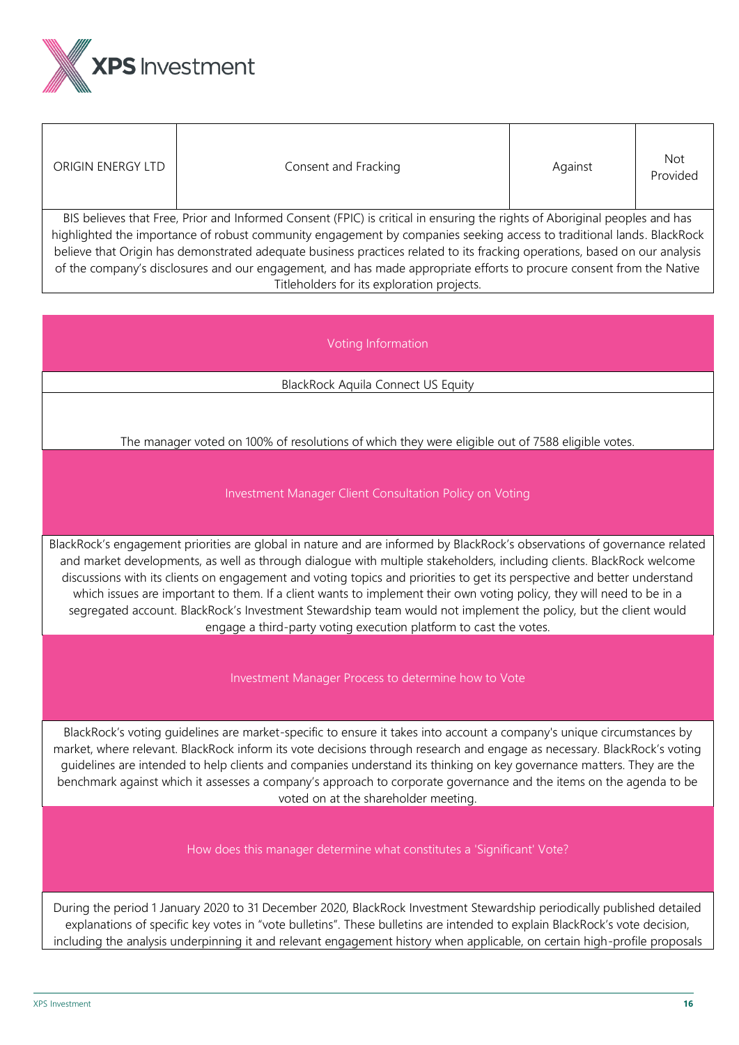| ORIGIN ENERGY LTD | Consent and Fracking | Against | Not Provided |
|---|---|---|---|
| BIS believes that Free, Prior and Informed Consent (FPIC) is critical in ensuring the rights of Aboriginal peoples and has highlighted the importance of robust community engagement by companies seeking access to traditional lands. BlackRock believe that Origin has demonstrated adequate business practices related to its fracking operations, based on our analysis of the company's disclosures and our engagement, and has made appropriate efforts to procure consent from the Native Titleholders for its exploration projects. | | | |

## Voting Information

BlackRock Aquila Connect US Equity

The manager voted on 100% of resolutions of which they were eligible out of 7588 eligible votes.

## Investment Manager Client Consultation Policy on Voting

BlackRock's engagement priorities are global in nature and are informed by BlackRock's observations of governance related and market developments, as well as through dialogue with multiple stakeholders, including clients. BlackRock welcome discussions with its clients on engagement and voting topics and priorities to get its perspective and better understand which issues are important to them. If a client wants to implement their own voting policy, they will need to be in a segregated account. BlackRock's Investment Stewardship team would not implement the policy, but the client would engage a third-party voting execution platform to cast the votes.

## Investment Manager Process to determine how to Vote

BlackRock's voting guidelines are market-specific to ensure it takes into account a company's unique circumstances by market, where relevant. BlackRock inform its vote decisions through research and engage as necessary. BlackRock's voting guidelines are intended to help clients and companies understand its thinking on key governance matters. They are the benchmark against which it assesses a company's approach to corporate governance and the items on the agenda to be voted on at the shareholder meeting.

## How does this manager determine what constitutes a 'Significant' Vote?

During the period 1 January 2020 to 31 December 2020, BlackRock Investment Stewardship periodically published detailed explanations of specific key votes in "vote bulletins". These bulletins are intended to explain BlackRock's vote decision, including the analysis underpinning it and relevant engagement history when applicable, on certain high-profile proposals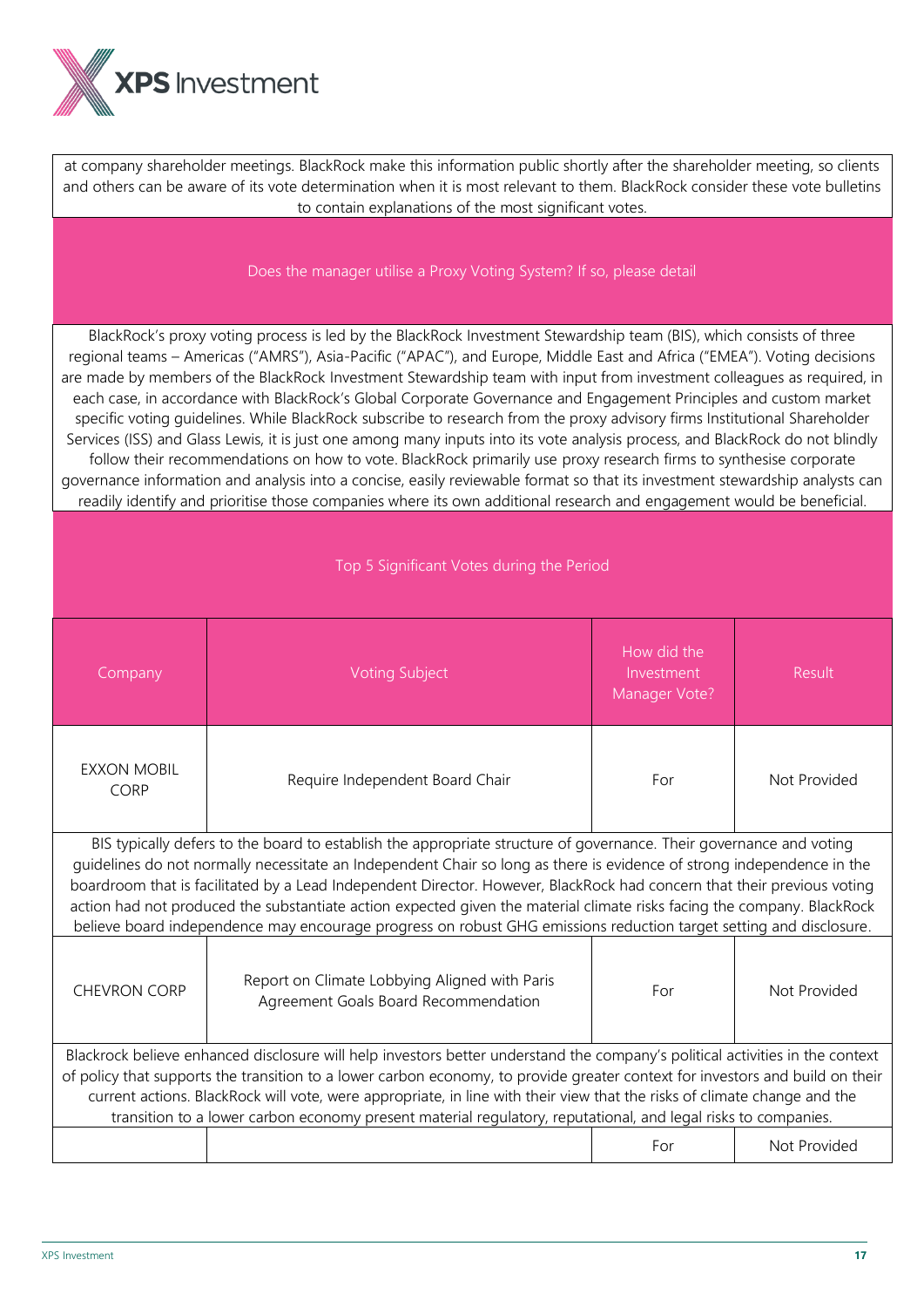at company shareholder meetings. BlackRock make this information public shortly after the shareholder meeting, so clients and others can be aware of its vote determination when it is most relevant to them. BlackRock consider these vote bulletins to contain explanations of the most significant votes.

**Does the manager utilise a Proxy Voting System? If so, please detail**

BlackRock's proxy voting process is led by the BlackRock Investment Stewardship team (BIS), which consists of three regional teams – Americas ("AMRS"), Asia-Pacific ("APAC"), and Europe, Middle East and Africa ("EMEA"). Voting decisions are made by members of the BlackRock Investment Stewardship team with input from investment colleagues as required, in each case, in accordance with BlackRock's Global Corporate Governance and Engagement Principles and custom market specific voting guidelines. While BlackRock subscribe to research from the proxy advisory firms Institutional Shareholder Services (ISS) and Glass Lewis, it is just one among many inputs into its vote analysis process, and BlackRock do not blindly follow their recommendations on how to vote. BlackRock primarily use proxy research firms to synthesise corporate governance information and analysis into a concise, easily reviewable format so that its investment stewardship analysts can readily identify and prioritise those companies where its own additional research and engagement would be beneficial.

**Top 5 Significant Votes during the Period**

| Company | Voting Subject | How did the Investment Manager Vote? | Result |
|---|---|---|---|
| EXXON MOBIL CORP | Require Independent Board Chair | For | Not Provided |
| BIS typically defers to the board to establish the appropriate structure of governance. Their governance and voting guidelines do not normally necessitate an Independent Chair so long as there is evidence of strong independence in the boardroom that is facilitated by a Lead Independent Director. However, BlackRock had concern that their previous voting action had not produced the substantiate action expected given the material climate risks facing the company. BlackRock believe board independence may encourage progress on robust GHG emissions reduction target setting and disclosure. | | | |
| CHEVRON CORP | Report on Climate Lobbying Aligned with Paris Agreement Goals Board Recommendation | For | Not Provided |
| Blackrock believe enhanced disclosure will help investors better understand the company's political activities in the context of policy that supports the transition to a lower carbon economy, to provide greater context for investors and build on their current actions. BlackRock will vote, were appropriate, in line with their view that the risks of climate change and the transition to a lower carbon economy present material regulatory, reputational, and legal risks to companies. | | | |
| | | For | Not Provided |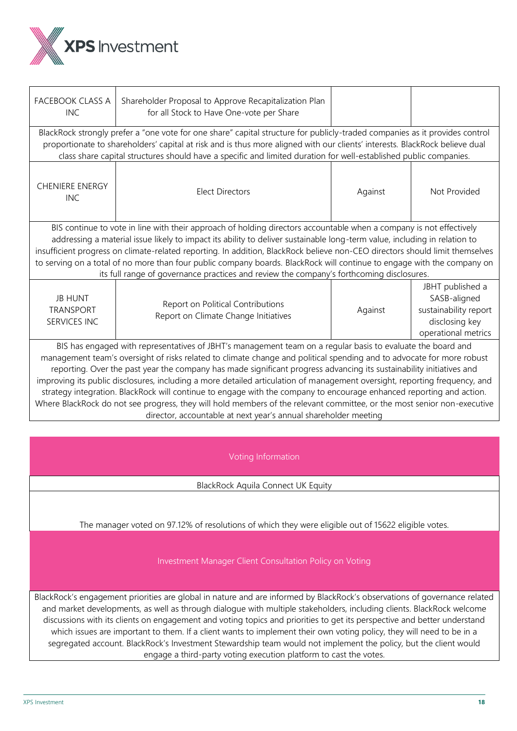| | | | |
|---|---|---|---|
| FACEBOOK CLASS A INC | Shareholder Proposal to Approve Recapitalization Plan for all Stock to Have One-vote per Share | | |
| BlackRock strongly prefer a "one vote for one share" capital structure for publicly-traded companies as it provides control proportionate to shareholders' capital at risk and is thus more aligned with our clients' interests. BlackRock believe dual class share capital structures should have a specific and limited duration for well-established public companies. | | | |
| CHENIERE ENERGY INC | Elect Directors | Against | Not Provided |
| BIS continue to vote in line with their approach of holding directors accountable when a company is not effectively addressing a material issue likely to impact its ability to deliver sustainable long-term value, including in relation to insufficient progress on climate-related reporting. In addition, BlackRock believe non-CEO directors should limit themselves to serving on a total of no more than four public company boards. BlackRock will continue to engage with the company on its full range of governance practices and review the company's forthcoming disclosures. | | | |
| JB HUNT TRANSPORT SERVICES INC | Report on Political Contributions<br>Report on Climate Change Initiatives | Against | JBHT published a SASB-aligned sustainability report disclosing key operational metrics |
| BIS has engaged with representatives of JBHT's management team on a regular basis to evaluate the board and management team's oversight of risks related to climate change and political spending and to advocate for more robust reporting. Over the past year the company has made significant progress advancing its sustainability initiatives and improving its public disclosures, including a more detailed articulation of management oversight, reporting frequency, and strategy integration. BlackRock will continue to engage with the company to encourage enhanced reporting and action. Where BlackRock do not see progress, they will hold members of the relevant committee, or the most senior non-executive director, accountable at next year's annual shareholder meeting | | | |

| Voting Information |
|---|
| BlackRock Aquila Connect UK Equity |
| The manager voted on 97.12% of resolutions of which they were eligible out of 15622 eligible votes. |

| Investment Manager Client Consultation Policy on Voting |
|---|
| BlackRock's engagement priorities are global in nature and are informed by BlackRock's observations of governance related and market developments, as well as through dialogue with multiple stakeholders, including clients. BlackRock welcome discussions with its clients on engagement and voting topics and priorities to get its perspective and better understand which issues are important to them. If a client wants to implement their own voting policy, they will need to be in a segregated account. BlackRock's Investment Stewardship team would not implement the policy, but the client would engage a third-party voting execution platform to cast the votes. |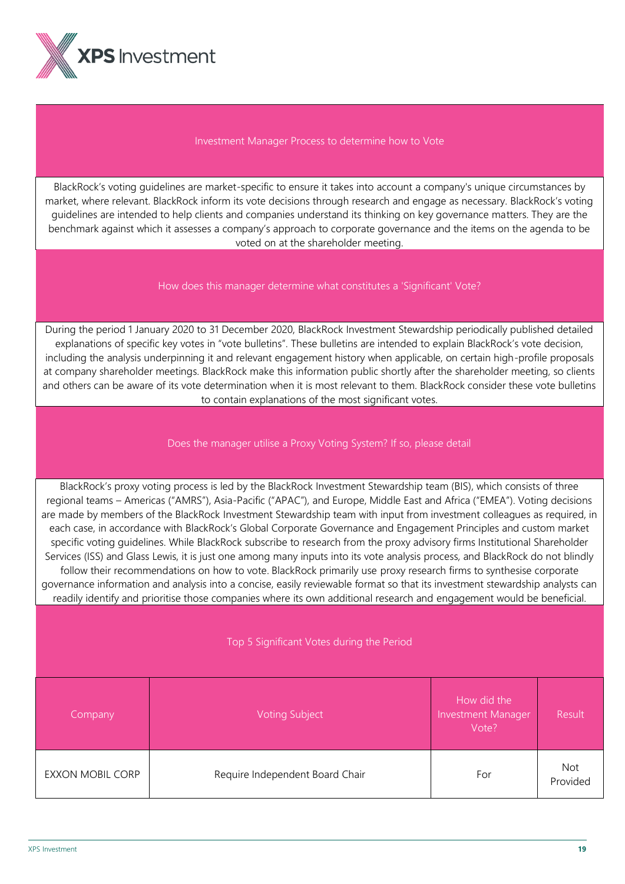### Investment Manager Process to determine how to Vote

BlackRock's voting guidelines are market-specific to ensure it takes into account a company's unique circumstances by market, where relevant. BlackRock inform its vote decisions through research and engage as necessary. BlackRock's voting guidelines are intended to help clients and companies understand its thinking on key governance matters. They are the benchmark against which it assesses a company's approach to corporate governance and the items on the agenda to be voted on at the shareholder meeting.

### How does this manager determine what constitutes a 'Significant' Vote?

During the period 1 January 2020 to 31 December 2020, BlackRock Investment Stewardship periodically published detailed explanations of specific key votes in "vote bulletins". These bulletins are intended to explain BlackRock's vote decision, including the analysis underpinning it and relevant engagement history when applicable, on certain high-profile proposals at company shareholder meetings. BlackRock make this information public shortly after the shareholder meeting, so clients and others can be aware of its vote determination when it is most relevant to them. BlackRock consider these vote bulletins to contain explanations of the most significant votes.

### Does the manager utilise a Proxy Voting System? If so, please detail

BlackRock's proxy voting process is led by the BlackRock Investment Stewardship team (BIS), which consists of three regional teams – Americas ("AMRS"), Asia-Pacific ("APAC"), and Europe, Middle East and Africa ("EMEA"). Voting decisions are made by members of the BlackRock Investment Stewardship team with input from investment colleagues as required, in each case, in accordance with BlackRock's Global Corporate Governance and Engagement Principles and custom market specific voting guidelines. While BlackRock subscribe to research from the proxy advisory firms Institutional Shareholder Services (ISS) and Glass Lewis, it is just one among many inputs into its vote analysis process, and BlackRock do not blindly follow their recommendations on how to vote. BlackRock primarily use proxy research firms to synthesise corporate governance information and analysis into a concise, easily reviewable format so that its investment stewardship analysts can readily identify and prioritise those companies where its own additional research and engagement would be beneficial.

### Top 5 Significant Votes during the Period

| Company | Voting Subject | How did the Investment Manager Vote? | Result |
|---|---|---|---|
| EXXON MOBIL CORP | Require Independent Board Chair | For | Not Provided |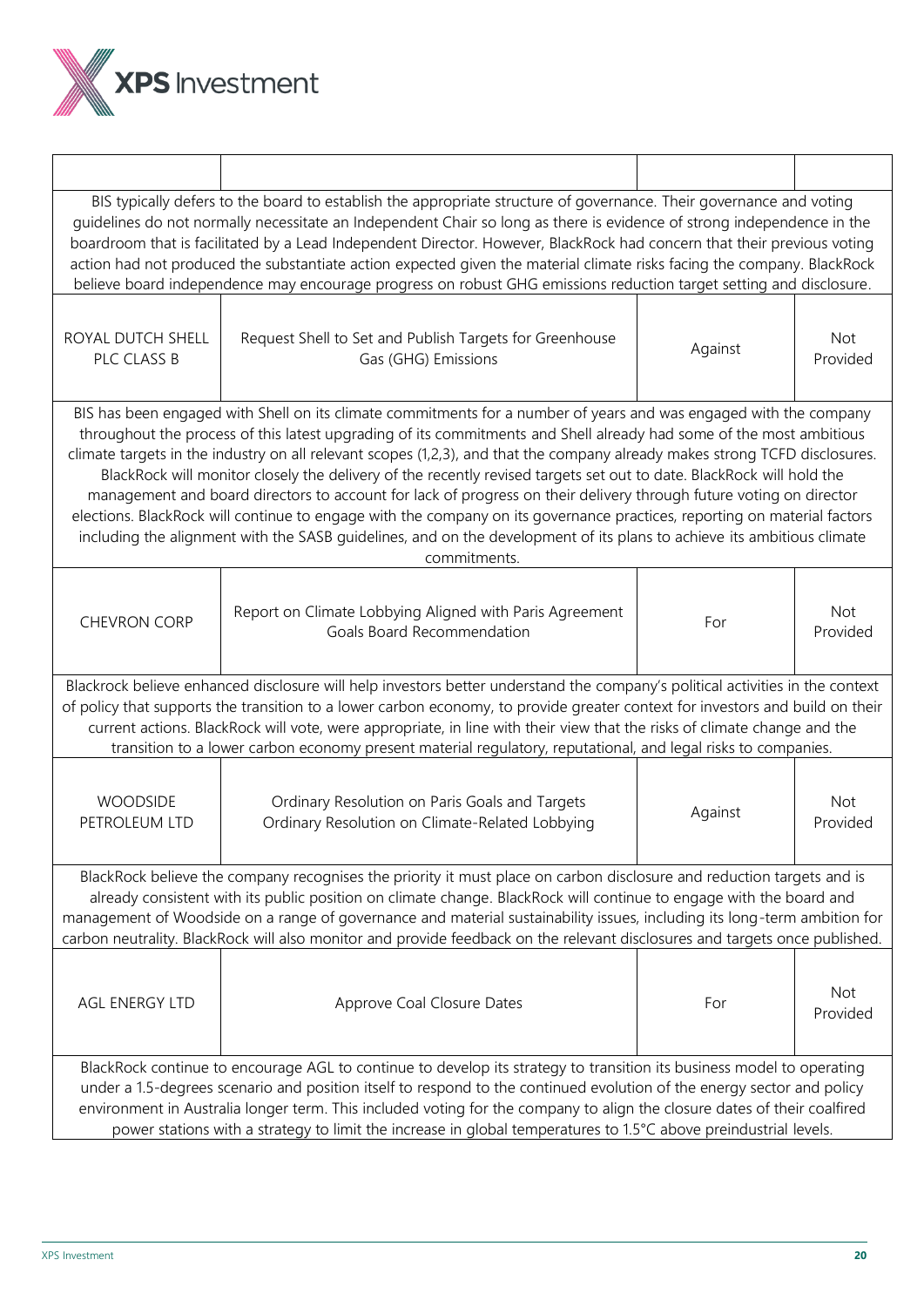| | | | |
|---|---|---|---|
| BIS typically defers to the board to establish the appropriate structure of governance. Their governance and voting guidelines do not normally necessitate an Independent Chair so long as there is evidence of strong independence in the boardroom that is facilitated by a Lead Independent Director. However, BlackRock had concern that their previous voting action had not produced the substantiate action expected given the material climate risks facing the company. BlackRock believe board independence may encourage progress on robust GHG emissions reduction target setting and disclosure. | | | |
| ROYAL DUTCH SHELL PLC CLASS B | Request Shell to Set and Publish Targets for Greenhouse Gas (GHG) Emissions | Against | Not Provided |
| BIS has been engaged with Shell on its climate commitments for a number of years and was engaged with the company throughout the process of this latest upgrading of its commitments and Shell already had some of the most ambitious climate targets in the industry on all relevant scopes (1,2,3), and that the company already makes strong TCFD disclosures. BlackRock will monitor closely the delivery of the recently revised targets set out to date. BlackRock will hold the management and board directors to account for lack of progress on their delivery through future voting on director elections. BlackRock will continue to engage with the company on its governance practices, reporting on material factors including the alignment with the SASB guidelines, and on the development of its plans to achieve its ambitious climate commitments. | | | |
| CHEVRON CORP | Report on Climate Lobbying Aligned with Paris Agreement Goals Board Recommendation | For | Not Provided |
| Blackrock believe enhanced disclosure will help investors better understand the company's political activities in the context of policy that supports the transition to a lower carbon economy, to provide greater context for investors and build on their current actions. BlackRock will vote, were appropriate, in line with their view that the risks of climate change and the transition to a lower carbon economy present material regulatory, reputational, and legal risks to companies. | | | |
| WOODSIDE PETROLEUM LTD | Ordinary Resolution on Paris Goals and Targets<br>Ordinary Resolution on Climate-Related Lobbying | Against | Not Provided |
| BlackRock believe the company recognises the priority it must place on carbon disclosure and reduction targets and is already consistent with its public position on climate change. BlackRock will continue to engage with the board and management of Woodside on a range of governance and material sustainability issues, including its long-term ambition for carbon neutrality. BlackRock will also monitor and provide feedback on the relevant disclosures and targets once published. | | | |
| AGL ENERGY LTD | Approve Coal Closure Dates | For | Not Provided |
| BlackRock continue to encourage AGL to continue to develop its strategy to transition its business model to operating under a 1.5-degrees scenario and position itself to respond to the continued evolution of the energy sector and policy environment in Australia longer term. This included voting for the company to align the closure dates of their coalfired power stations with a strategy to limit the increase in global temperatures to 1.5°C above preindustrial levels. | | | |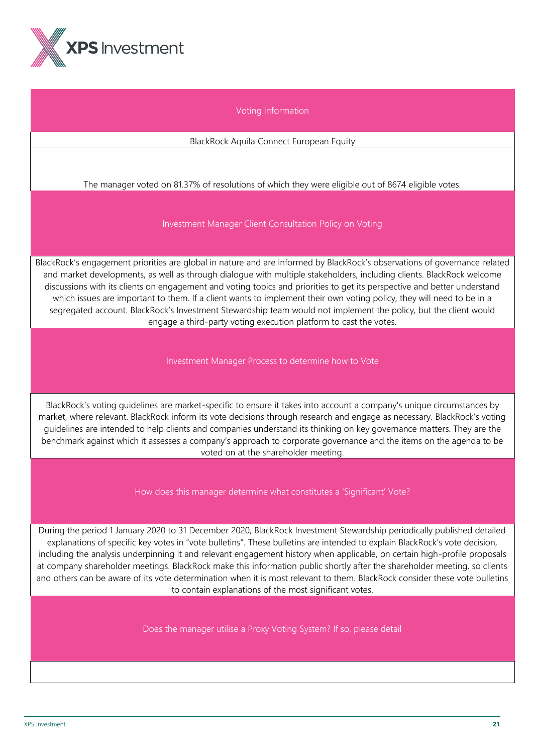| Voting Information |
| --- |
| BlackRock Aquila Connect European Equity |
| The manager voted on 81.37% of resolutions of which they were eligible out of 8674 eligible votes. |
| Investment Manager Client Consultation Policy on Voting |
| BlackRock's engagement priorities are global in nature and are informed by BlackRock's observations of governance related and market developments, as well as through dialogue with multiple stakeholders, including clients. BlackRock welcome discussions with its clients on engagement and voting topics and priorities to get its perspective and better understand which issues are important to them. If a client wants to implement their own voting policy, they will need to be in a segregated account. BlackRock's Investment Stewardship team would not implement the policy, but the client would engage a third-party voting execution platform to cast the votes. |
| Investment Manager Process to determine how to Vote |
| BlackRock's voting guidelines are market-specific to ensure it takes into account a company's unique circumstances by market, where relevant. BlackRock inform its vote decisions through research and engage as necessary. BlackRock's voting guidelines are intended to help clients and companies understand its thinking on key governance matters. They are the benchmark against which it assesses a company's approach to corporate governance and the items on the agenda to be voted on at the shareholder meeting. |
| How does this manager determine what constitutes a 'Significant' Vote? |
| During the period 1 January 2020 to 31 December 2020, BlackRock Investment Stewardship periodically published detailed explanations of specific key votes in "vote bulletins". These bulletins are intended to explain BlackRock's vote decision, including the analysis underpinning it and relevant engagement history when applicable, on certain high-profile proposals at company shareholder meetings. BlackRock make this information public shortly after the shareholder meeting, so clients and others can be aware of its vote determination when it is most relevant to them. BlackRock consider these vote bulletins to contain explanations of the most significant votes. |
| Does the manager utilise a Proxy Voting System? If so, please detail |
| |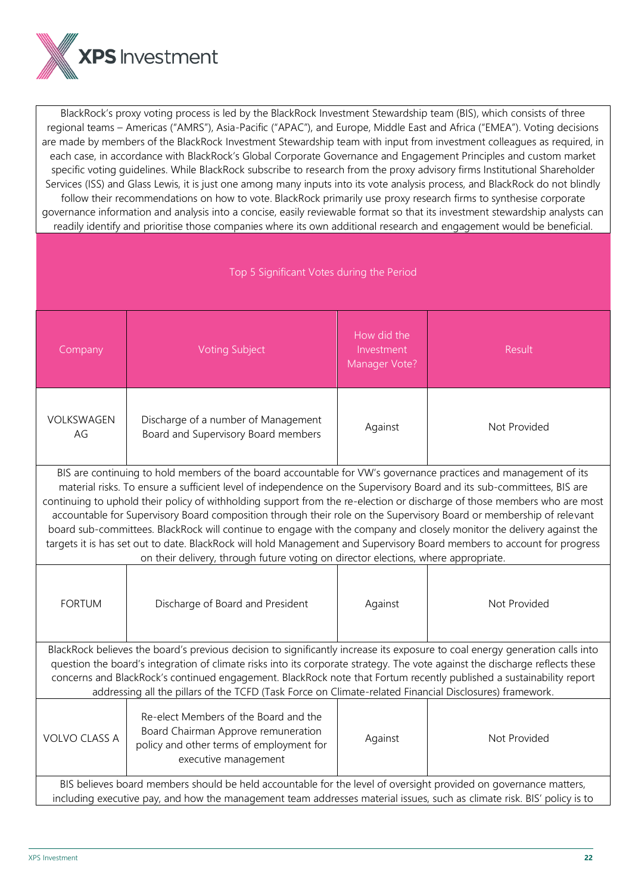BlackRock's proxy voting process is led by the BlackRock Investment Stewardship team (BIS), which consists of three regional teams – Americas ("AMRS"), Asia-Pacific ("APAC"), and Europe, Middle East and Africa ("EMEA"). Voting decisions are made by members of the BlackRock Investment Stewardship team with input from investment colleagues as required, in each case, in accordance with BlackRock's Global Corporate Governance and Engagement Principles and custom market specific voting guidelines. While BlackRock subscribe to research from the proxy advisory firms Institutional Shareholder Services (ISS) and Glass Lewis, it is just one among many inputs into its vote analysis process, and BlackRock do not blindly follow their recommendations on how to vote. BlackRock primarily use proxy research firms to synthesise corporate governance information and analysis into a concise, easily reviewable format so that its investment stewardship analysts can readily identify and prioritise those companies where its own additional research and engagement would be beneficial.

**Top 5 Significant Votes during the Period**

| Company | Voting Subject | How did the Investment Manager Vote? | Result |
|---|---|---|---|
| VOLKSWAGEN AG | Discharge of a number of Management Board and Supervisory Board members | Against | Not Provided |
| BIS are continuing to hold members of the board accountable for VW's governance practices and management of its material risks. To ensure a sufficient level of independence on the Supervisory Board and its sub-committees, BIS are continuing to uphold their policy of withholding support from the re-election or discharge of those members who are most accountable for Supervisory Board composition through their role on the Supervisory Board or membership of relevant board sub-committees. BlackRock will continue to engage with the company and closely monitor the delivery against the targets it is has set out to date. BlackRock will hold Management and Supervisory Board members to account for progress on their delivery, through future voting on director elections, where appropriate. | | | |
| FORTUM | Discharge of Board and President | Against | Not Provided |
| BlackRock believes the board's previous decision to significantly increase its exposure to coal energy generation calls into question the board's integration of climate risks into its corporate strategy. The vote against the discharge reflects these concerns and BlackRock's continued engagement. BlackRock note that Fortum recently published a sustainability report addressing all the pillars of the TCFD (Task Force on Climate-related Financial Disclosures) framework. | | | |
| VOLVO CLASS A | Re-elect Members of the Board and the Board Chairman Approve remuneration policy and other terms of employment for executive management | Against | Not Provided |
| BIS believes board members should be held accountable for the level of oversight provided on governance matters, including executive pay, and how the management team addresses material issues, such as climate risk. BIS' policy is to | | | |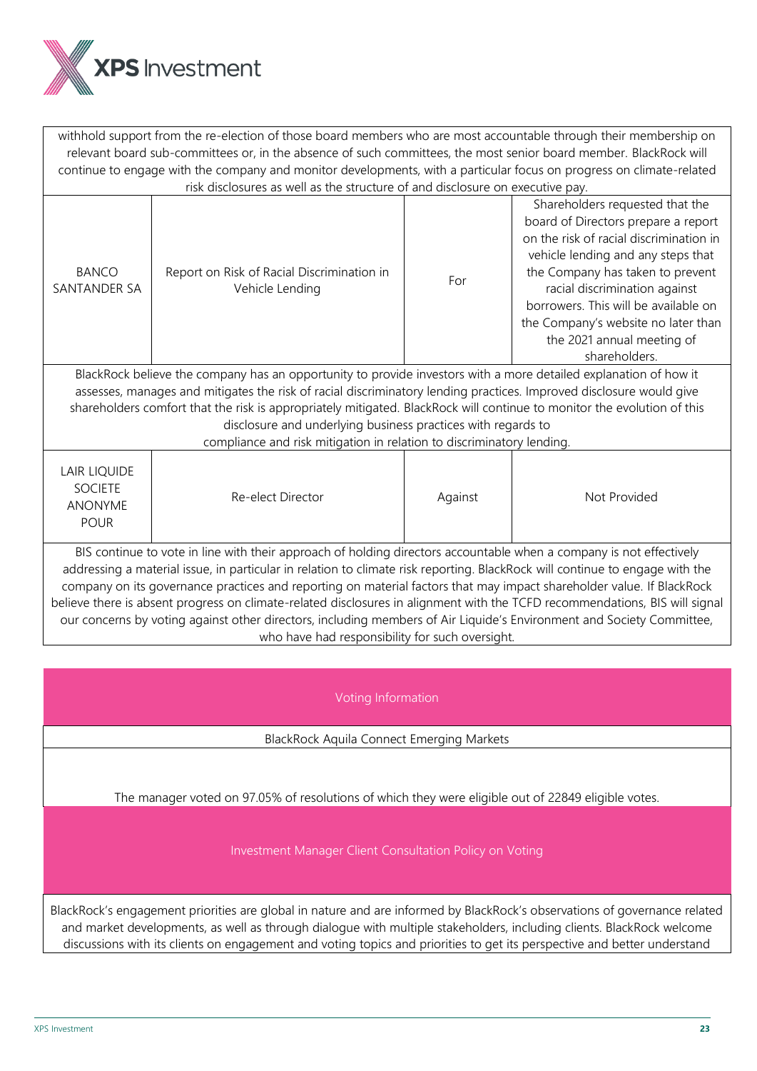| | | | |
|---|---|---|---|
| withhold support from the re-election of those board members who are most accountable through their membership on relevant board sub-committees or, in the absence of such committees, the most senior board member. BlackRock will continue to engage with the company and monitor developments, with a particular focus on progress on climate-related risk disclosures as well as the structure of and disclosure on executive pay. | | | |
| BANCO SANTANDER SA | Report on Risk of Racial Discrimination in Vehicle Lending | For | Shareholders requested that the board of Directors prepare a report on the risk of racial discrimination in vehicle lending and any steps that the Company has taken to prevent racial discrimination against borrowers. This will be available on the Company's website no later than the 2021 annual meeting of shareholders. |
| BlackRock believe the company has an opportunity to provide investors with a more detailed explanation of how it assesses, manages and mitigates the risk of racial discriminatory lending practices. Improved disclosure would give shareholders comfort that the risk is appropriately mitigated. BlackRock will continue to monitor the evolution of this disclosure and underlying business practices with regards to compliance and risk mitigation in relation to discriminatory lending. | | | |
| LAIR LIQUIDE SOCIETE ANONYME POUR | Re-elect Director | Against | Not Provided |
| BIS continue to vote in line with their approach of holding directors accountable when a company is not effectively addressing a material issue, in particular in relation to climate risk reporting. BlackRock will continue to engage with the company on its governance practices and reporting on material factors that may impact shareholder value. If BlackRock believe there is absent progress on climate-related disclosures in alignment with the TCFD recommendations, BIS will signal our concerns by voting against other directors, including members of Air Liquide's Environment and Society Committee, who have had responsibility for such oversight. | | | |

| Voting Information |
|---|
| BlackRock Aquila Connect Emerging Markets |
| The manager voted on 97.05% of resolutions of which they were eligible out of 22849 eligible votes. |

| Investment Manager Client Consultation Policy on Voting |
|---|
| BlackRock's engagement priorities are global in nature and are informed by BlackRock's observations of governance related and market developments, as well as through dialogue with multiple stakeholders, including clients. BlackRock welcome discussions with its clients on engagement and voting topics and priorities to get its perspective and better understand |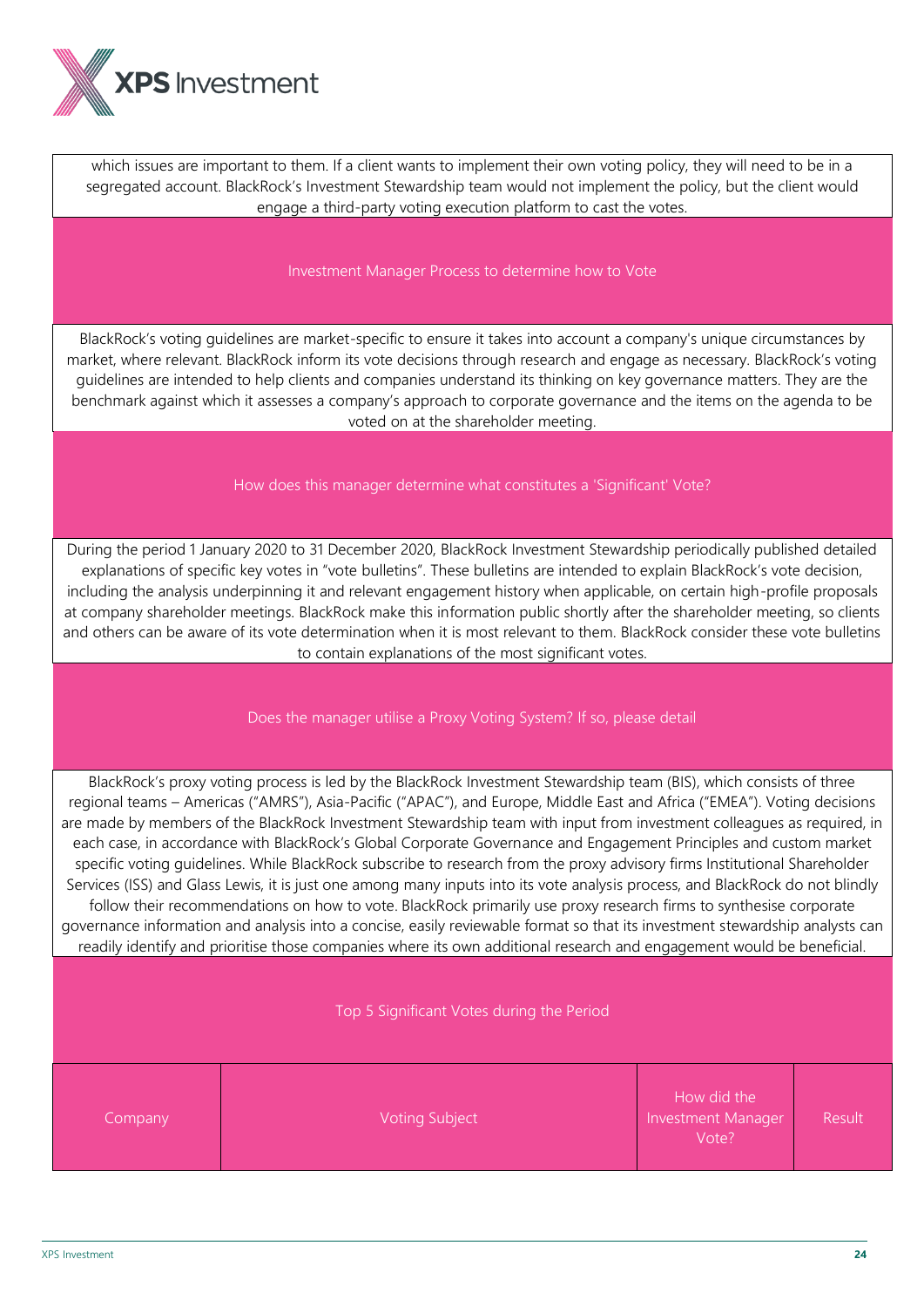which issues are important to them. If a client wants to implement their own voting policy, they will need to be in a segregated account. BlackRock's Investment Stewardship team would not implement the policy, but the client would engage a third-party voting execution platform to cast the votes.

## Investment Manager Process to determine how to Vote

BlackRock's voting guidelines are market-specific to ensure it takes into account a company's unique circumstances by market, where relevant. BlackRock inform its vote decisions through research and engage as necessary. BlackRock's voting guidelines are intended to help clients and companies understand its thinking on key governance matters. They are the benchmark against which it assesses a company's approach to corporate governance and the items on the agenda to be voted on at the shareholder meeting.

## How does this manager determine what constitutes a 'Significant' Vote?

During the period 1 January 2020 to 31 December 2020, BlackRock Investment Stewardship periodically published detailed explanations of specific key votes in "vote bulletins". These bulletins are intended to explain BlackRock's vote decision, including the analysis underpinning it and relevant engagement history when applicable, on certain high-profile proposals at company shareholder meetings. BlackRock make this information public shortly after the shareholder meeting, so clients and others can be aware of its vote determination when it is most relevant to them. BlackRock consider these vote bulletins to contain explanations of the most significant votes.

## Does the manager utilise a Proxy Voting System? If so, please detail

BlackRock's proxy voting process is led by the BlackRock Investment Stewardship team (BIS), which consists of three regional teams – Americas ("AMRS"), Asia-Pacific ("APAC"), and Europe, Middle East and Africa ("EMEA"). Voting decisions are made by members of the BlackRock Investment Stewardship team with input from investment colleagues as required, in each case, in accordance with BlackRock's Global Corporate Governance and Engagement Principles and custom market specific voting guidelines. While BlackRock subscribe to research from the proxy advisory firms Institutional Shareholder Services (ISS) and Glass Lewis, it is just one among many inputs into its vote analysis process, and BlackRock do not blindly follow their recommendations on how to vote. BlackRock primarily use proxy research firms to synthesise corporate governance information and analysis into a concise, easily reviewable format so that its investment stewardship analysts can readily identify and prioritise those companies where its own additional research and engagement would be beneficial.

## Top 5 Significant Votes during the Period

| Company | Voting Subject | How did the Investment Manager Vote? | Result |
|---|---|---|---|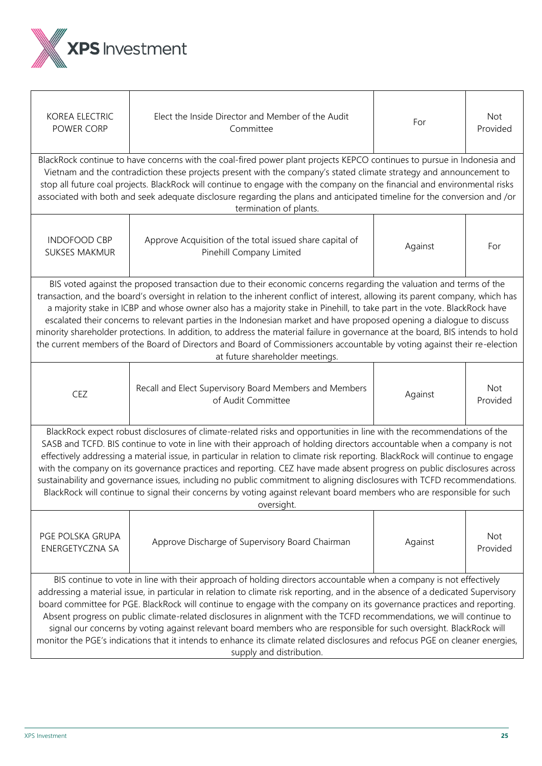| KOREA ELECTRIC POWER CORP | Elect the Inside Director and Member of the Audit Committee | For | Not Provided |
|---|---|---|---|
| BlackRock continue to have concerns with the coal-fired power plant projects KEPCO continues to pursue in Indonesia and Vietnam and the contradiction these projects present with the company's stated climate strategy and announcement to stop all future coal projects. BlackRock will continue to engage with the company on the financial and environmental risks associated with both and seek adequate disclosure regarding the plans and anticipated timeline for the conversion and /or termination of plants. | | | |
| INDOFOOD CBP SUKSES MAKMUR | Approve Acquisition of the total issued share capital of Pinehill Company Limited | Against | For |
| BIS voted against the proposed transaction due to their economic concerns regarding the valuation and terms of the transaction, and the board's oversight in relation to the inherent conflict of interest, allowing its parent company, which has a majority stake in ICBP and whose owner also has a majority stake in Pinehill, to take part in the vote. BlackRock have escalated their concerns to relevant parties in the Indonesian market and have proposed opening a dialogue to discuss minority shareholder protections. In addition, to address the material failure in governance at the board, BIS intends to hold the current members of the Board of Directors and Board of Commissioners accountable by voting against their re-election at future shareholder meetings. | | | |
| CEZ | Recall and Elect Supervisory Board Members and Members of Audit Committee | Against | Not Provided |
| BlackRock expect robust disclosures of climate-related risks and opportunities in line with the recommendations of the SASB and TCFD. BIS continue to vote in line with their approach of holding directors accountable when a company is not effectively addressing a material issue, in particular in relation to climate risk reporting. BlackRock will continue to engage with the company on its governance practices and reporting. CEZ have made absent progress on public disclosures across sustainability and governance issues, including no public commitment to aligning disclosures with TCFD recommendations. BlackRock will continue to signal their concerns by voting against relevant board members who are responsible for such oversight. | | | |
| PGE POLSKA GRUPA ENERGETYCZNA SA | Approve Discharge of Supervisory Board Chairman | Against | Not Provided |
| BIS continue to vote in line with their approach of holding directors accountable when a company is not effectively addressing a material issue, in particular in relation to climate risk reporting, and in the absence of a dedicated Supervisory board committee for PGE. BlackRock will continue to engage with the company on its governance practices and reporting. Absent progress on public climate-related disclosures in alignment with the TCFD recommendations, we will continue to signal our concerns by voting against relevant board members who are responsible for such oversight. BlackRock will monitor the PGE's indications that it intends to enhance its climate related disclosures and refocus PGE on cleaner energies, supply and distribution. | | | |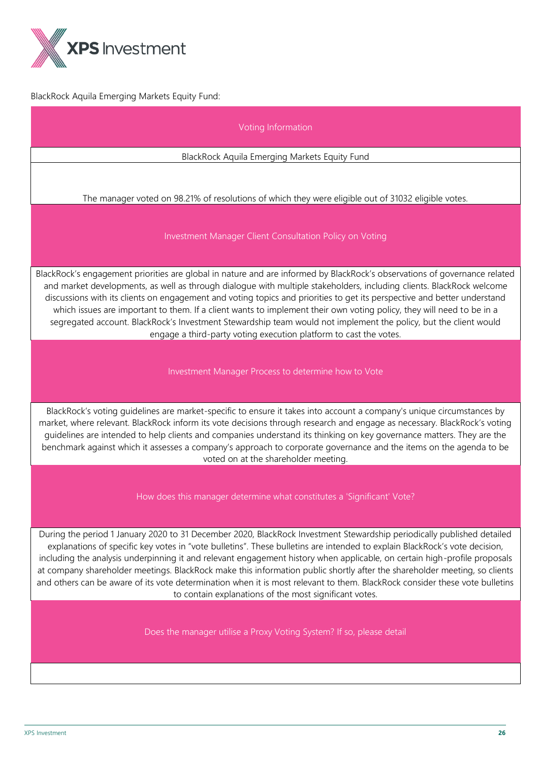BlackRock Aquila Emerging Markets Equity Fund:

| Voting Information |
| --- |
| BlackRock Aquila Emerging Markets Equity Fund |
| The manager voted on 98.21% of resolutions of which they were eligible out of 31032 eligible votes. |
| **Investment Manager Client Consultation Policy on Voting** |
| BlackRock's engagement priorities are global in nature and are informed by BlackRock's observations of governance related and market developments, as well as through dialogue with multiple stakeholders, including clients. BlackRock welcome discussions with its clients on engagement and voting topics and priorities to get its perspective and better understand which issues are important to them. If a client wants to implement their own voting policy, they will need to be in a segregated account. BlackRock's Investment Stewardship team would not implement the policy, but the client would engage a third-party voting execution platform to cast the votes. |
| **Investment Manager Process to determine how to Vote** |
| BlackRock's voting guidelines are market-specific to ensure it takes into account a company's unique circumstances by market, where relevant. BlackRock inform its vote decisions through research and engage as necessary. BlackRock's voting guidelines are intended to help clients and companies understand its thinking on key governance matters. They are the benchmark against which it assesses a company's approach to corporate governance and the items on the agenda to be voted on at the shareholder meeting. |
| **How does this manager determine what constitutes a 'Significant' Vote?** |
| During the period 1 January 2020 to 31 December 2020, BlackRock Investment Stewardship periodically published detailed explanations of specific key votes in "vote bulletins". These bulletins are intended to explain BlackRock's vote decision, including the analysis underpinning it and relevant engagement history when applicable, on certain high-profile proposals at company shareholder meetings. BlackRock make this information public shortly after the shareholder meeting, so clients and others can be aware of its vote determination when it is most relevant to them. BlackRock consider these vote bulletins to contain explanations of the most significant votes. |
| **Does the manager utilise a Proxy Voting System? If so, please detail** |
| |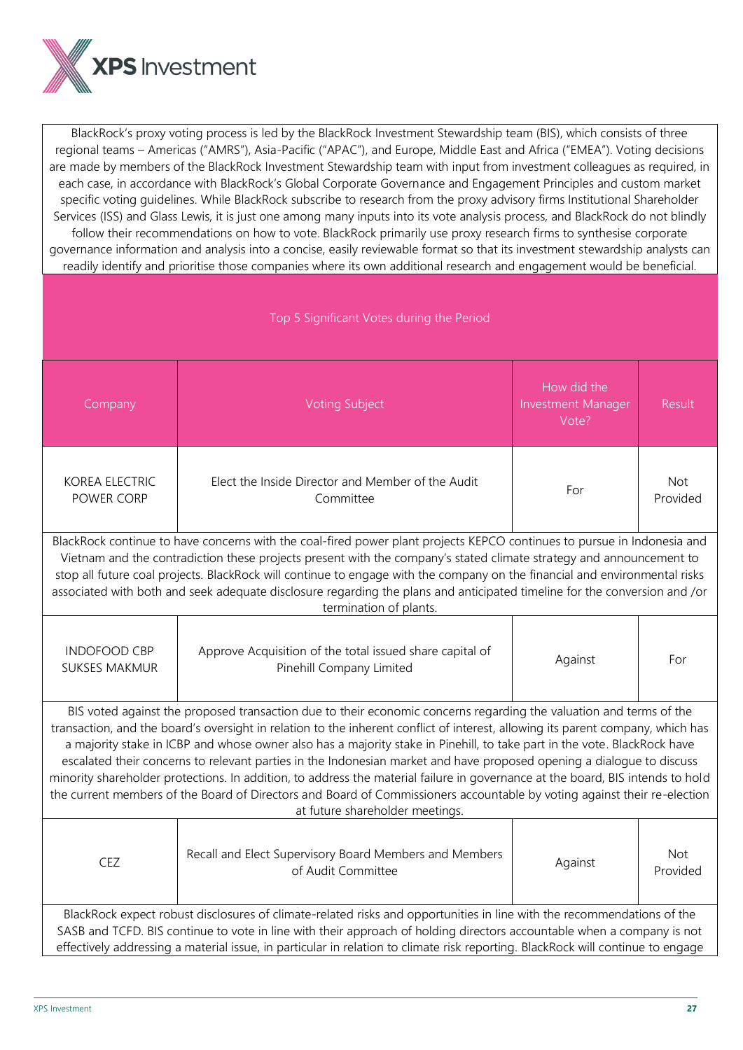BlackRock's proxy voting process is led by the BlackRock Investment Stewardship team (BIS), which consists of three regional teams – Americas ("AMRS"), Asia-Pacific ("APAC"), and Europe, Middle East and Africa ("EMEA"). Voting decisions are made by members of the BlackRock Investment Stewardship team with input from investment colleagues as required, in each case, in accordance with BlackRock's Global Corporate Governance and Engagement Principles and custom market specific voting guidelines. While BlackRock subscribe to research from the proxy advisory firms Institutional Shareholder Services (ISS) and Glass Lewis, it is just one among many inputs into its vote analysis process, and BlackRock do not blindly follow their recommendations on how to vote. BlackRock primarily use proxy research firms to synthesise corporate governance information and analysis into a concise, easily reviewable format so that its investment stewardship analysts can readily identify and prioritise those companies where its own additional research and engagement would be beneficial.

**Top 5 Significant Votes during the Period**

| Company | Voting Subject | How did the Investment Manager Vote? | Result |
|---|---|---|---|
| KOREA ELECTRIC POWER CORP | Elect the Inside Director and Member of the Audit Committee | For | Not Provided |
| BlackRock continue to have concerns with the coal-fired power plant projects KEPCO continues to pursue in Indonesia and Vietnam and the contradiction these projects present with the company's stated climate strategy and announcement to stop all future coal projects. BlackRock will continue to engage with the company on the financial and environmental risks associated with both and seek adequate disclosure regarding the plans and anticipated timeline for the conversion and /or termination of plants. | | | |
| INDOFOOD CBP SUKSES MAKMUR | Approve Acquisition of the total issued share capital of Pinehill Company Limited | Against | For |
| BIS voted against the proposed transaction due to their economic concerns regarding the valuation and terms of the transaction, and the board's oversight in relation to the inherent conflict of interest, allowing its parent company, which has a majority stake in ICBP and whose owner also has a majority stake in Pinehill, to take part in the vote. BlackRock have escalated their concerns to relevant parties in the Indonesian market and have proposed opening a dialogue to discuss minority shareholder protections. In addition, to address the material failure in governance at the board, BIS intends to hold the current members of the Board of Directors and Board of Commissioners accountable by voting against their re-election at future shareholder meetings. | | | |
| CEZ | Recall and Elect Supervisory Board Members and Members of Audit Committee | Against | Not Provided |
| BlackRock expect robust disclosures of climate-related risks and opportunities in line with the recommendations of the SASB and TCFD. BIS continue to vote in line with their approach of holding directors accountable when a company is not effectively addressing a material issue, in particular in relation to climate risk reporting. BlackRock will continue to engage | | | |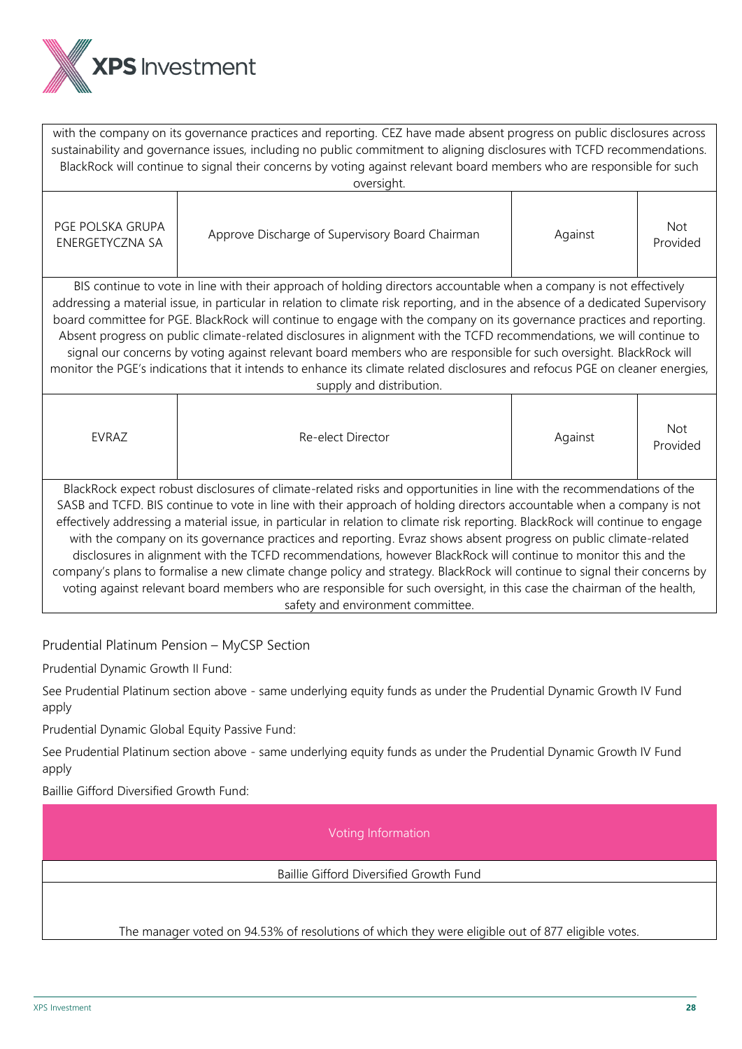| | | | |
|---|---|---|---|
| with the company on its governance practices and reporting. CEZ have made absent progress on public disclosures across sustainability and governance issues, including no public commitment to aligning disclosures with TCFD recommendations. BlackRock will continue to signal their concerns by voting against relevant board members who are responsible for such oversight. | | | |
| PGE POLSKA GRUPA ENERGETYCZNA SA | Approve Discharge of Supervisory Board Chairman | Against | Not Provided |
| BIS continue to vote in line with their approach of holding directors accountable when a company is not effectively addressing a material issue, in particular in relation to climate risk reporting, and in the absence of a dedicated Supervisory board committee for PGE. BlackRock will continue to engage with the company on its governance practices and reporting. Absent progress on public climate-related disclosures in alignment with the TCFD recommendations, we will continue to signal our concerns by voting against relevant board members who are responsible for such oversight. BlackRock will monitor the PGE's indications that it intends to enhance its climate related disclosures and refocus PGE on cleaner energies, supply and distribution. | | | |
| EVRAZ | Re-elect Director | Against | Not Provided |
| BlackRock expect robust disclosures of climate-related risks and opportunities in line with the recommendations of the SASB and TCFD. BIS continue to vote in line with their approach of holding directors accountable when a company is not effectively addressing a material issue, in particular in relation to climate risk reporting. BlackRock will continue to engage with the company on its governance practices and reporting. Evraz shows absent progress on public climate-related disclosures in alignment with the TCFD recommendations, however BlackRock will continue to monitor this and the company's plans to formalise a new climate change policy and strategy. BlackRock will continue to signal their concerns by voting against relevant board members who are responsible for such oversight, in this case the chairman of the health, safety and environment committee. | | | |

Prudential Platinum Pension – MyCSP Section

Prudential Dynamic Growth II Fund:

See Prudential Platinum section above - same underlying equity funds as under the Prudential Dynamic Growth IV Fund apply

Prudential Dynamic Global Equity Passive Fund:

See Prudential Platinum section above - same underlying equity funds as under the Prudential Dynamic Growth IV Fund apply

Baillie Gifford Diversified Growth Fund:

| Voting Information |
|---|
| Baillie Gifford Diversified Growth Fund |
| The manager voted on 94.53% of resolutions of which they were eligible out of 877 eligible votes. |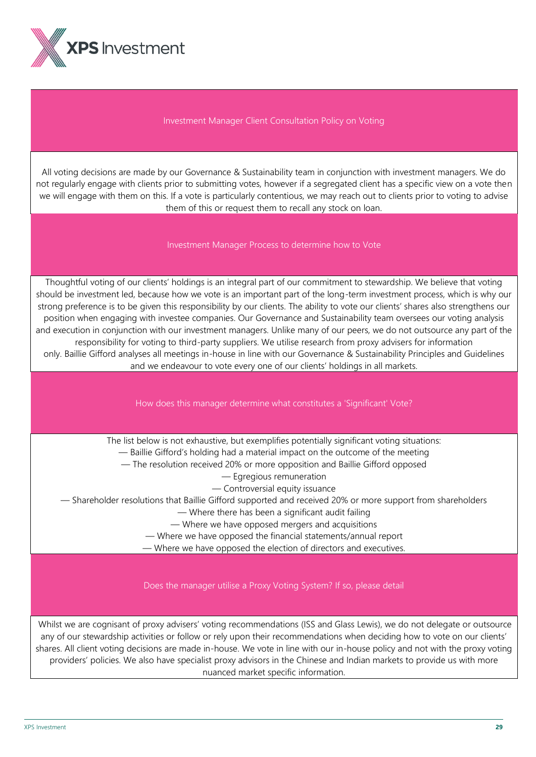### Investment Manager Client Consultation Policy on Voting

All voting decisions are made by our Governance & Sustainability team in conjunction with investment managers. We do not regularly engage with clients prior to submitting votes, however if a segregated client has a specific view on a vote then we will engage with them on this. If a vote is particularly contentious, we may reach out to clients prior to voting to advise them of this or request them to recall any stock on loan.

### Investment Manager Process to determine how to Vote

Thoughtful voting of our clients' holdings is an integral part of our commitment to stewardship. We believe that voting should be investment led, because how we vote is an important part of the long-term investment process, which is why our strong preference is to be given this responsibility by our clients. The ability to vote our clients' shares also strengthens our position when engaging with investee companies. Our Governance and Sustainability team oversees our voting analysis and execution in conjunction with our investment managers. Unlike many of our peers, we do not outsource any part of the responsibility for voting to third-party suppliers. We utilise research from proxy advisers for information only. Baillie Gifford analyses all meetings in-house in line with our Governance & Sustainability Principles and Guidelines and we endeavour to vote every one of our clients' holdings in all markets.

### How does this manager determine what constitutes a 'Significant' Vote?

The list below is not exhaustive, but exemplifies potentially significant voting situations:

— Baillie Gifford's holding had a material impact on the outcome of the meeting
— The resolution received 20% or more opposition and Baillie Gifford opposed
— Egregious remuneration
— Controversial equity issuance
— Shareholder resolutions that Baillie Gifford supported and received 20% or more support from shareholders
— Where there has been a significant audit failing
— Where we have opposed mergers and acquisitions
— Where we have opposed the financial statements/annual report
— Where we have opposed the election of directors and executives.

### Does the manager utilise a Proxy Voting System? If so, please detail

Whilst we are cognisant of proxy advisers' voting recommendations (ISS and Glass Lewis), we do not delegate or outsource any of our stewardship activities or follow or rely upon their recommendations when deciding how to vote on our clients' shares. All client voting decisions are made in-house. We vote in line with our in-house policy and not with the proxy voting providers' policies. We also have specialist proxy advisors in the Chinese and Indian markets to provide us with more nuanced market specific information.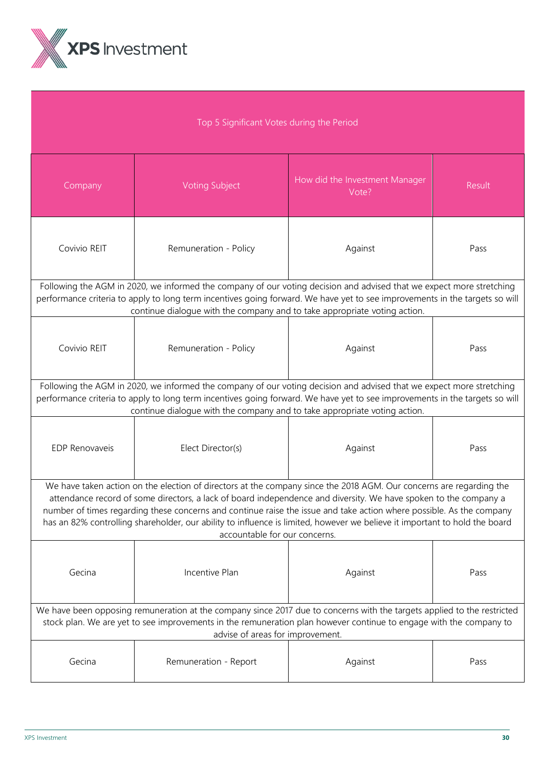| Top 5 Significant Votes during the Period | | | |
|---|---|---|---|
| Company | Voting Subject | How did the Investment Manager Vote? | Result |
| Covivio REIT | Remuneration - Policy | Against | Pass |
| Following the AGM in 2020, we informed the company of our voting decision and advised that we expect more stretching performance criteria to apply to long term incentives going forward. We have yet to see improvements in the targets so will continue dialogue with the company and to take appropriate voting action. | | | |
| Covivio REIT | Remuneration - Policy | Against | Pass |
| Following the AGM in 2020, we informed the company of our voting decision and advised that we expect more stretching performance criteria to apply to long term incentives going forward. We have yet to see improvements in the targets so will continue dialogue with the company and to take appropriate voting action. | | | |
| EDP Renovaveis | Elect Director(s) | Against | Pass |
| We have taken action on the election of directors at the company since the 2018 AGM. Our concerns are regarding the attendance record of some directors, a lack of board independence and diversity. We have spoken to the company a number of times regarding these concerns and continue raise the issue and take action where possible. As the company has an 82% controlling shareholder, our ability to influence is limited, however we believe it important to hold the board accountable for our concerns. | | | |
| Gecina | Incentive Plan | Against | Pass |
| We have been opposing remuneration at the company since 2017 due to concerns with the targets applied to the restricted stock plan. We are yet to see improvements in the remuneration plan however continue to engage with the company to advise of areas for improvement. | | | |
| Gecina | Remuneration - Report | Against | Pass |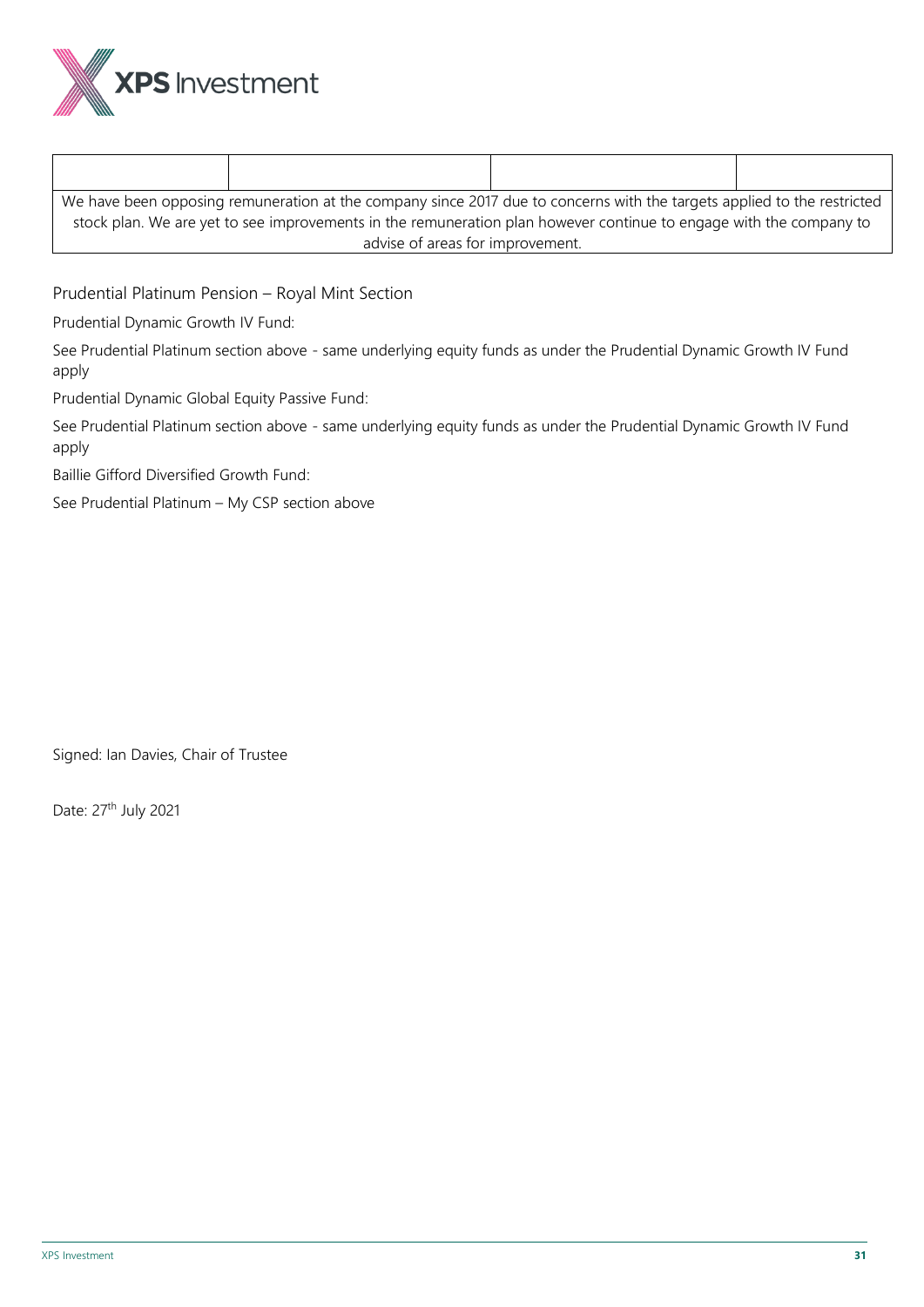| | | | |
|---|---|---|---|
| | | | |
| We have been opposing remuneration at the company since 2017 due to concerns with the targets applied to the restricted stock plan. We are yet to see improvements in the remuneration plan however continue to engage with the company to advise of areas for improvement. | | | |

Prudential Platinum Pension – Royal Mint Section

Prudential Dynamic Growth IV Fund:

See Prudential Platinum section above - same underlying equity funds as under the Prudential Dynamic Growth IV Fund apply

Prudential Dynamic Global Equity Passive Fund:

See Prudential Platinum section above - same underlying equity funds as under the Prudential Dynamic Growth IV Fund apply

Baillie Gifford Diversified Growth Fund:

See Prudential Platinum – My CSP section above

Signed: Ian Davies, Chair of Trustee

Date: 27th July 2021